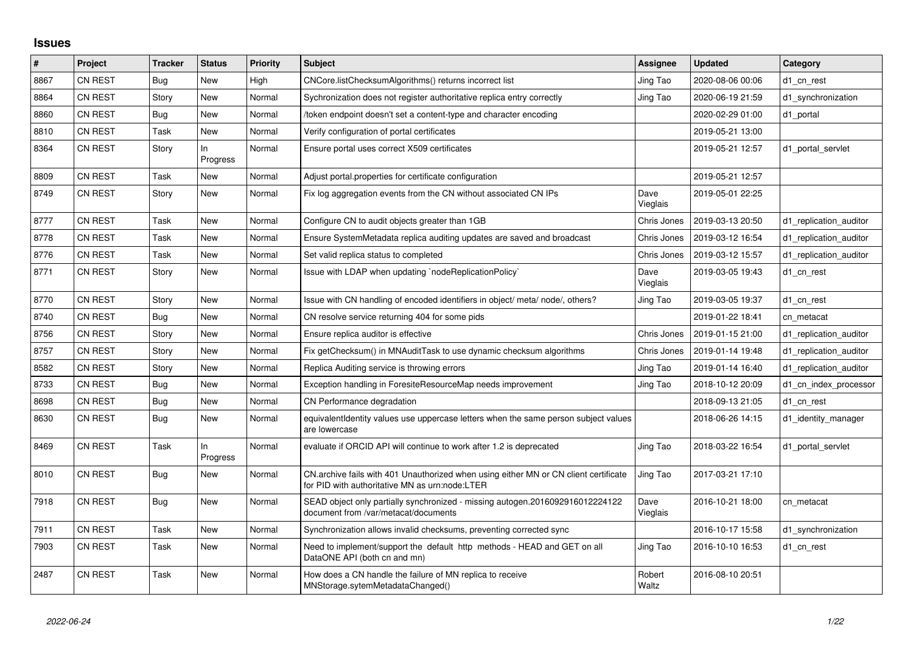# Issues

| # | Project | Tracker | Status | Priority | Subject | Assignee | Updated | Category |
|---|---|---|---|---|---|---|---|---|
| 8867 | CN REST | Bug | New | High | CNCore.listChecksumAlgorithms() returns incorrect list | Jing Tao | 2020-08-06 00:06 | d1_cn_rest |
| 8864 | CN REST | Story | New | Normal | Sychronization does not register authoritative replica entry correctly | Jing Tao | 2020-06-19 21:59 | d1_synchronization |
| 8860 | CN REST | Bug | New | Normal | /token endpoint doesn't set a content-type and character encoding | | 2020-02-29 01:00 | d1_portal |
| 8810 | CN REST | Task | New | Normal | Verify configuration of portal certificates | | 2019-05-21 13:00 | |
| 8364 | CN REST | Story | In Progress | Normal | Ensure portal uses correct X509 certificates | | 2019-05-21 12:57 | d1_portal_servlet |
| 8809 | CN REST | Task | New | Normal | Adjust portal.properties for certificate configuration | | 2019-05-21 12:57 | |
| 8749 | CN REST | Story | New | Normal | Fix log aggregation events from the CN without associated CN IPs | Dave Vieglais | 2019-05-01 22:25 | |
| 8777 | CN REST | Task | New | Normal | Configure CN to audit objects greater than 1GB | Chris Jones | 2019-03-13 20:50 | d1_replication_auditor |
| 8778 | CN REST | Task | New | Normal | Ensure SystemMetadata replica auditing updates are saved and broadcast | Chris Jones | 2019-03-12 16:54 | d1_replication_auditor |
| 8776 | CN REST | Task | New | Normal | Set valid replica status to completed | Chris Jones | 2019-03-12 15:57 | d1_replication_auditor |
| 8771 | CN REST | Story | New | Normal | Issue with LDAP when updating `nodeReplicationPolicy` | Dave Vieglais | 2019-03-05 19:43 | d1_cn_rest |
| 8770 | CN REST | Story | New | Normal | Issue with CN handling of encoded identifiers in object/ meta/ node/, others? | Jing Tao | 2019-03-05 19:37 | d1_cn_rest |
| 8740 | CN REST | Bug | New | Normal | CN resolve service returning 404 for some pids | | 2019-01-22 18:41 | cn_metacat |
| 8756 | CN REST | Story | New | Normal | Ensure replica auditor is effective | Chris Jones | 2019-01-15 21:00 | d1_replication_auditor |
| 8757 | CN REST | Story | New | Normal | Fix getChecksum() in MNAuditTask to use dynamic checksum algorithms | Chris Jones | 2019-01-14 19:48 | d1_replication_auditor |
| 8582 | CN REST | Story | New | Normal | Replica Auditing service is throwing errors | Jing Tao | 2019-01-14 16:40 | d1_replication_auditor |
| 8733 | CN REST | Bug | New | Normal | Exception handling in ForesiteResourceMap needs improvement | Jing Tao | 2018-10-12 20:09 | d1_cn_index_processor |
| 8698 | CN REST | Bug | New | Normal | CN Performance degradation | | 2018-09-13 21:05 | d1_cn_rest |
| 8630 | CN REST | Bug | New | Normal | equivalentIdentity values use uppercase letters when the same person subject values are lowercase | | 2018-06-26 14:15 | d1_identity_manager |
| 8469 | CN REST | Task | In Progress | Normal | evaluate if ORCID API will continue to work after 1.2 is deprecated | Jing Tao | 2018-03-22 16:54 | d1_portal_servlet |
| 8010 | CN REST | Bug | New | Normal | CN.archive fails with 401 Unauthorized when using either MN or CN client certificate for PID with authoritative MN as urn:node:LTER | Jing Tao | 2017-03-21 17:10 | |
| 7918 | CN REST | Bug | New | Normal | SEAD object only partially synchronized - missing autogen.2016092916012224122 document from /var/metacat/documents | Dave Vieglais | 2016-10-21 18:00 | cn_metacat |
| 7911 | CN REST | Task | New | Normal | Synchronization allows invalid checksums, preventing corrected sync | | 2016-10-17 15:58 | d1_synchronization |
| 7903 | CN REST | Task | New | Normal | Need to implement/support the default http methods - HEAD and GET on all DataONE API (both cn and mn) | Jing Tao | 2016-10-10 16:53 | d1_cn_rest |
| 2487 | CN REST | Task | New | Normal | How does a CN handle the failure of MN replica to receive MNStorage.sytemMetadataChanged() | Robert Waltz | 2016-08-10 20:51 | |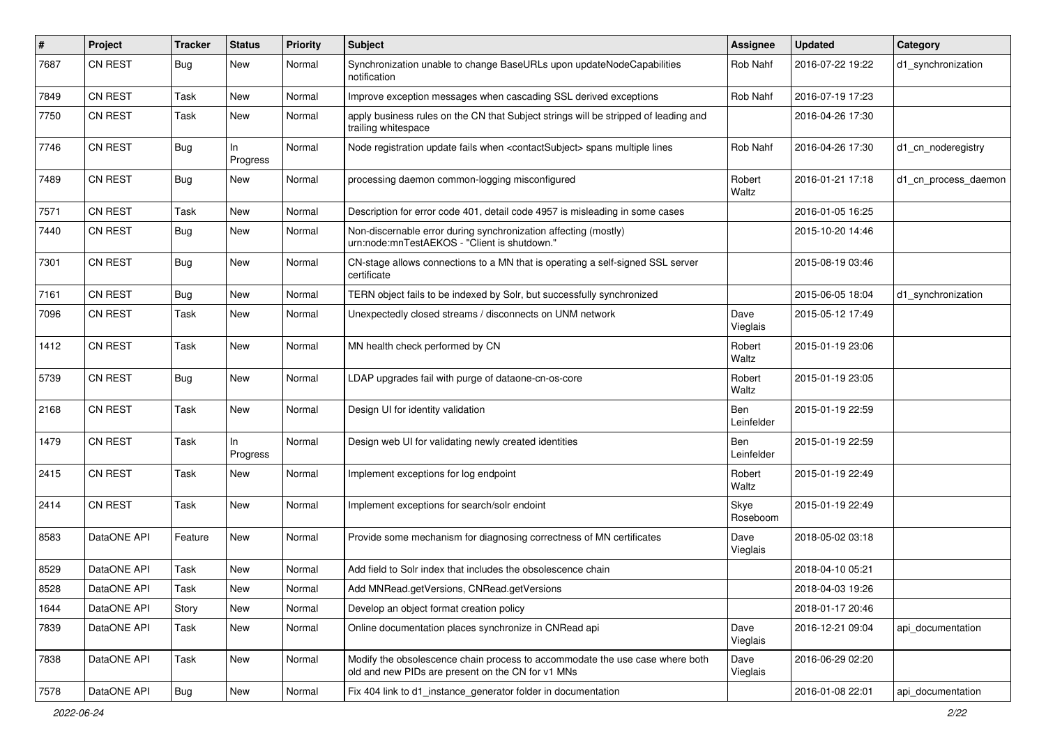| # | Project | Tracker | Status | Priority | Subject | Assignee | Updated | Category |
|---|---|---|---|---|---|---|---|---|
| 7687 | CN REST | Bug | New | Normal | Synchronization unable to change BaseURLs upon updateNodeCapabilities notification | Rob Nahf | 2016-07-22 19:22 | d1_synchronization |
| 7849 | CN REST | Task | New | Normal | Improve exception messages when cascading SSL derived exceptions | Rob Nahf | 2016-07-19 17:23 | |
| 7750 | CN REST | Task | New | Normal | apply business rules on the CN that Subject strings will be stripped of leading and trailing whitespace | | 2016-04-26 17:30 | |
| 7746 | CN REST | Bug | In Progress | Normal | Node registration update fails when <contactSubject> spans multiple lines | Rob Nahf | 2016-04-26 17:30 | d1_cn_noderegistry |
| 7489 | CN REST | Bug | New | Normal | processing daemon common-logging misconfigured | Robert Waltz | 2016-01-21 17:18 | d1_cn_process_daemon |
| 7571 | CN REST | Task | New | Normal | Description for error code 401, detail code 4957 is misleading in some cases | | 2016-01-05 16:25 | |
| 7440 | CN REST | Bug | New | Normal | Non-discernable error during synchronization affecting (mostly) urn:node:mnTestAEKOS - "Client is shutdown." | | 2015-10-20 14:46 | |
| 7301 | CN REST | Bug | New | Normal | CN-stage allows connections to a MN that is operating a self-signed SSL server certificate | | 2015-08-19 03:46 | |
| 7161 | CN REST | Bug | New | Normal | TERN object fails to be indexed by Solr, but successfully synchronized | | 2015-06-05 18:04 | d1_synchronization |
| 7096 | CN REST | Task | New | Normal | Unexpectedly closed streams / disconnects on UNM network | Dave Vieglais | 2015-05-12 17:49 | |
| 1412 | CN REST | Task | New | Normal | MN health check performed by CN | Robert Waltz | 2015-01-19 23:06 | |
| 5739 | CN REST | Bug | New | Normal | LDAP upgrades fail with purge of dataone-cn-os-core | Robert Waltz | 2015-01-19 23:05 | |
| 2168 | CN REST | Task | New | Normal | Design UI for identity validation | Ben Leinfelder | 2015-01-19 22:59 | |
| 1479 | CN REST | Task | In Progress | Normal | Design web UI for validating newly created identities | Ben Leinfelder | 2015-01-19 22:59 | |
| 2415 | CN REST | Task | New | Normal | Implement exceptions for log endpoint | Robert Waltz | 2015-01-19 22:49 | |
| 2414 | CN REST | Task | New | Normal | Implement exceptions for search/solr endoint | Skye Roseboom | 2015-01-19 22:49 | |
| 8583 | DataONE API | Feature | New | Normal | Provide some mechanism for diagnosing correctness of MN certificates | Dave Vieglais | 2018-05-02 03:18 | |
| 8529 | DataONE API | Task | New | Normal | Add field to Solr index that includes the obsolescence chain | | 2018-04-10 05:21 | |
| 8528 | DataONE API | Task | New | Normal | Add MNRead.getVersions, CNRead.getVersions | | 2018-04-03 19:26 | |
| 1644 | DataONE API | Story | New | Normal | Develop an object format creation policy | | 2018-01-17 20:46 | |
| 7839 | DataONE API | Task | New | Normal | Online documentation places synchronize in CNRead api | Dave Vieglais | 2016-12-21 09:04 | api_documentation |
| 7838 | DataONE API | Task | New | Normal | Modify the obsolescence chain process to accommodate the use case where both old and new PIDs are present on the CN for v1 MNs | Dave Vieglais | 2016-06-29 02:20 | |
| 7578 | DataONE API | Bug | New | Normal | Fix 404 link to d1_instance_generator folder in documentation | | 2016-01-08 22:01 | api_documentation |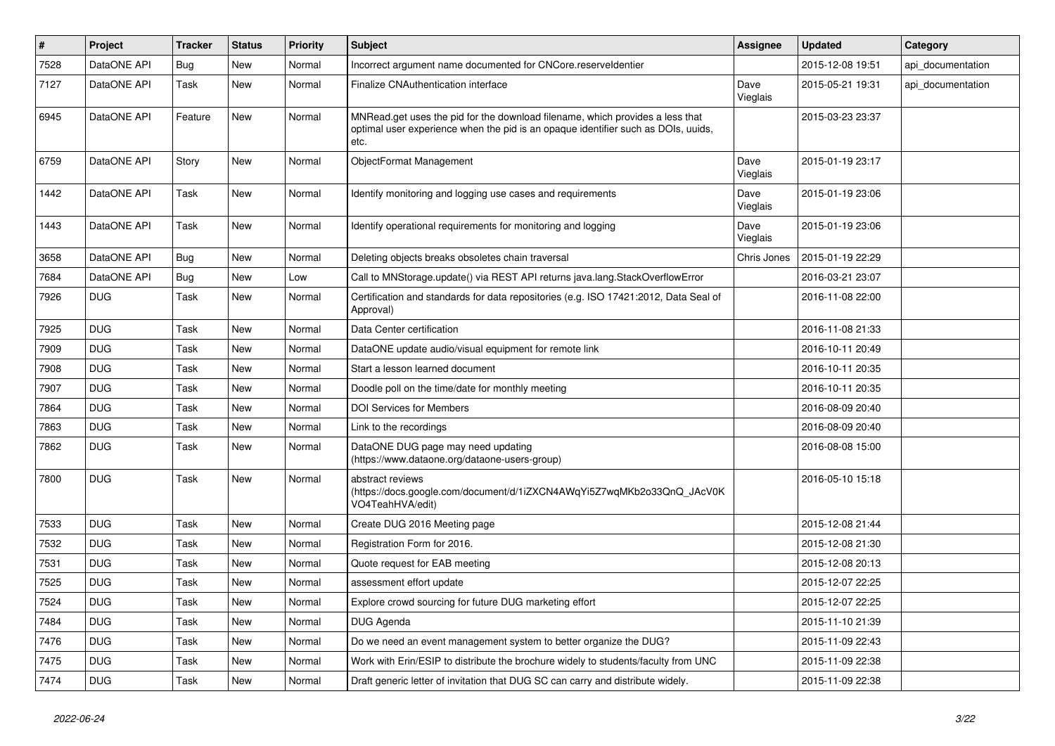| # | Project | Tracker | Status | Priority | Subject | Assignee | Updated | Category |
|---|---|---|---|---|---|---|---|---|
| 7528 | DataONE API | Bug | New | Normal | Incorrect argument name documented for CNCore.reserveIdentier | | 2015-12-08 19:51 | api_documentation |
| 7127 | DataONE API | Task | New | Normal | Finalize CNAuthentication interface | Dave Vieglais | 2015-05-21 19:31 | api_documentation |
| 6945 | DataONE API | Feature | New | Normal | MNRead.get uses the pid for the download filename, which provides a less that optimal user experience when the pid is an opaque identifier such as DOIs, uuids, etc. | | 2015-03-23 23:37 | |
| 6759 | DataONE API | Story | New | Normal | ObjectFormat Management | Dave Vieglais | 2015-01-19 23:17 | |
| 1442 | DataONE API | Task | New | Normal | Identify monitoring and logging use cases and requirements | Dave Vieglais | 2015-01-19 23:06 | |
| 1443 | DataONE API | Task | New | Normal | Identify operational requirements for monitoring and logging | Dave Vieglais | 2015-01-19 23:06 | |
| 3658 | DataONE API | Bug | New | Normal | Deleting objects breaks obsoletes chain traversal | Chris Jones | 2015-01-19 22:29 | |
| 7684 | DataONE API | Bug | New | Low | Call to MNStorage.update() via REST API returns java.lang.StackOverflowError | | 2016-03-21 23:07 | |
| 7926 | DUG | Task | New | Normal | Certification and standards for data repositories (e.g. ISO 17421:2012, Data Seal of Approval) | | 2016-11-08 22:00 | |
| 7925 | DUG | Task | New | Normal | Data Center certification | | 2016-11-08 21:33 | |
| 7909 | DUG | Task | New | Normal | DataONE update audio/visual equipment for remote link | | 2016-10-11 20:49 | |
| 7908 | DUG | Task | New | Normal | Start a lesson learned document | | 2016-10-11 20:35 | |
| 7907 | DUG | Task | New | Normal | Doodle poll on the time/date for monthly meeting | | 2016-10-11 20:35 | |
| 7864 | DUG | Task | New | Normal | DOI Services for Members | | 2016-08-09 20:40 | |
| 7863 | DUG | Task | New | Normal | Link to the recordings | | 2016-08-09 20:40 | |
| 7862 | DUG | Task | New | Normal | DataONE DUG page may need updating (https://www.dataone.org/dataone-users-group) | | 2016-08-08 15:00 | |
| 7800 | DUG | Task | New | Normal | abstract reviews (https://docs.google.com/document/d/1iZXCN4AWqYi5Z7wqMKb2o33QnQ_JAcV0KVO4TeahHVA/edit) | | 2016-05-10 15:18 | |
| 7533 | DUG | Task | New | Normal | Create DUG 2016 Meeting page | | 2015-12-08 21:44 | |
| 7532 | DUG | Task | New | Normal | Registration Form for 2016. | | 2015-12-08 21:30 | |
| 7531 | DUG | Task | New | Normal | Quote request for EAB meeting | | 2015-12-08 20:13 | |
| 7525 | DUG | Task | New | Normal | assessment effort update | | 2015-12-07 22:25 | |
| 7524 | DUG | Task | New | Normal | Explore crowd sourcing for future DUG marketing effort | | 2015-12-07 22:25 | |
| 7484 | DUG | Task | New | Normal | DUG Agenda | | 2015-11-10 21:39 | |
| 7476 | DUG | Task | New | Normal | Do we need an event management system to better organize the DUG? | | 2015-11-09 22:43 | |
| 7475 | DUG | Task | New | Normal | Work with Erin/ESIP to distribute the brochure widely to students/faculty from UNC | | 2015-11-09 22:38 | |
| 7474 | DUG | Task | New | Normal | Draft generic letter of invitation that DUG SC can carry and distribute widely. | | 2015-11-09 22:38 | |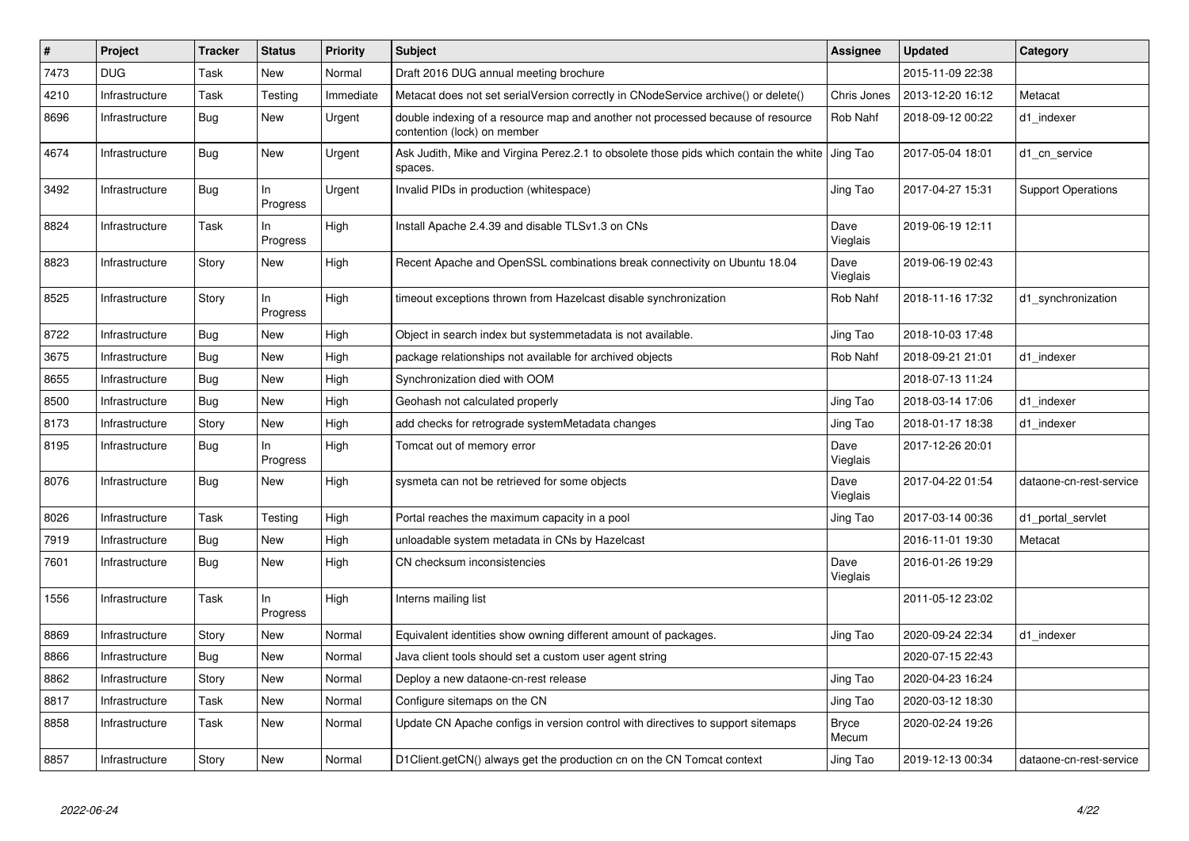| # | Project | Tracker | Status | Priority | Subject | Assignee | Updated | Category |
|---|---|---|---|---|---|---|---|---|
| 7473 | DUG | Task | New | Normal | Draft 2016 DUG annual meeting brochure | | 2015-11-09 22:38 | |
| 4210 | Infrastructure | Task | Testing | Immediate | Metacat does not set serialVersion correctly in CNodeService archive() or delete() | Chris Jones | 2013-12-20 16:12 | Metacat |
| 8696 | Infrastructure | Bug | New | Urgent | double indexing of a resource map and another not processed because of resource contention (lock) on member | Rob Nahf | 2018-09-12 00:22 | d1_indexer |
| 4674 | Infrastructure | Bug | New | Urgent | Ask Judith, Mike and Virgina Perez.2.1 to obsolete those pids which contain the white spaces. | Jing Tao | 2017-05-04 18:01 | d1_cn_service |
| 3492 | Infrastructure | Bug | In Progress | Urgent | Invalid PIDs in production (whitespace) | Jing Tao | 2017-04-27 15:31 | Support Operations |
| 8824 | Infrastructure | Task | In Progress | High | Install Apache 2.4.39 and disable TLSv1.3 on CNs | Dave Vieglais | 2019-06-19 12:11 | |
| 8823 | Infrastructure | Story | New | High | Recent Apache and OpenSSL combinations break connectivity on Ubuntu 18.04 | Dave Vieglais | 2019-06-19 02:43 | |
| 8525 | Infrastructure | Story | In Progress | High | timeout exceptions thrown from Hazelcast disable synchronization | Rob Nahf | 2018-11-16 17:32 | d1_synchronization |
| 8722 | Infrastructure | Bug | New | High | Object in search index but systemmetadata is not available. | Jing Tao | 2018-10-03 17:48 | |
| 3675 | Infrastructure | Bug | New | High | package relationships not available for archived objects | Rob Nahf | 2018-09-21 21:01 | d1_indexer |
| 8655 | Infrastructure | Bug | New | High | Synchronization died with OOM | | 2018-07-13 11:24 | |
| 8500 | Infrastructure | Bug | New | High | Geohash not calculated properly | Jing Tao | 2018-03-14 17:06 | d1_indexer |
| 8173 | Infrastructure | Story | New | High | add checks for retrograde systemMetadata changes | Jing Tao | 2018-01-17 18:38 | d1_indexer |
| 8195 | Infrastructure | Bug | In Progress | High | Tomcat out of memory error | Dave Vieglais | 2017-12-26 20:01 | |
| 8076 | Infrastructure | Bug | New | High | sysmeta can not be retrieved for some objects | Dave Vieglais | 2017-04-22 01:54 | dataone-cn-rest-service |
| 8026 | Infrastructure | Task | Testing | High | Portal reaches the maximum capacity in a pool | Jing Tao | 2017-03-14 00:36 | d1_portal_servlet |
| 7919 | Infrastructure | Bug | New | High | unloadable system metadata in CNs by Hazelcast | | 2016-11-01 19:30 | Metacat |
| 7601 | Infrastructure | Bug | New | High | CN checksum inconsistencies | Dave Vieglais | 2016-01-26 19:29 | |
| 1556 | Infrastructure | Task | In Progress | High | Interns mailing list | | 2011-05-12 23:02 | |
| 8869 | Infrastructure | Story | New | Normal | Equivalent identities show owning different amount of packages. | Jing Tao | 2020-09-24 22:34 | d1_indexer |
| 8866 | Infrastructure | Bug | New | Normal | Java client tools should set a custom user agent string | | 2020-07-15 22:43 | |
| 8862 | Infrastructure | Story | New | Normal | Deploy a new dataone-cn-rest release | Jing Tao | 2020-04-23 16:24 | |
| 8817 | Infrastructure | Task | New | Normal | Configure sitemaps on the CN | Jing Tao | 2020-03-12 18:30 | |
| 8858 | Infrastructure | Task | New | Normal | Update CN Apache configs in version control with directives to support sitemaps | Bryce Mecum | 2020-02-24 19:26 | |
| 8857 | Infrastructure | Story | New | Normal | D1Client.getCN() always get the production cn on the CN Tomcat context | Jing Tao | 2019-12-13 00:34 | dataone-cn-rest-service |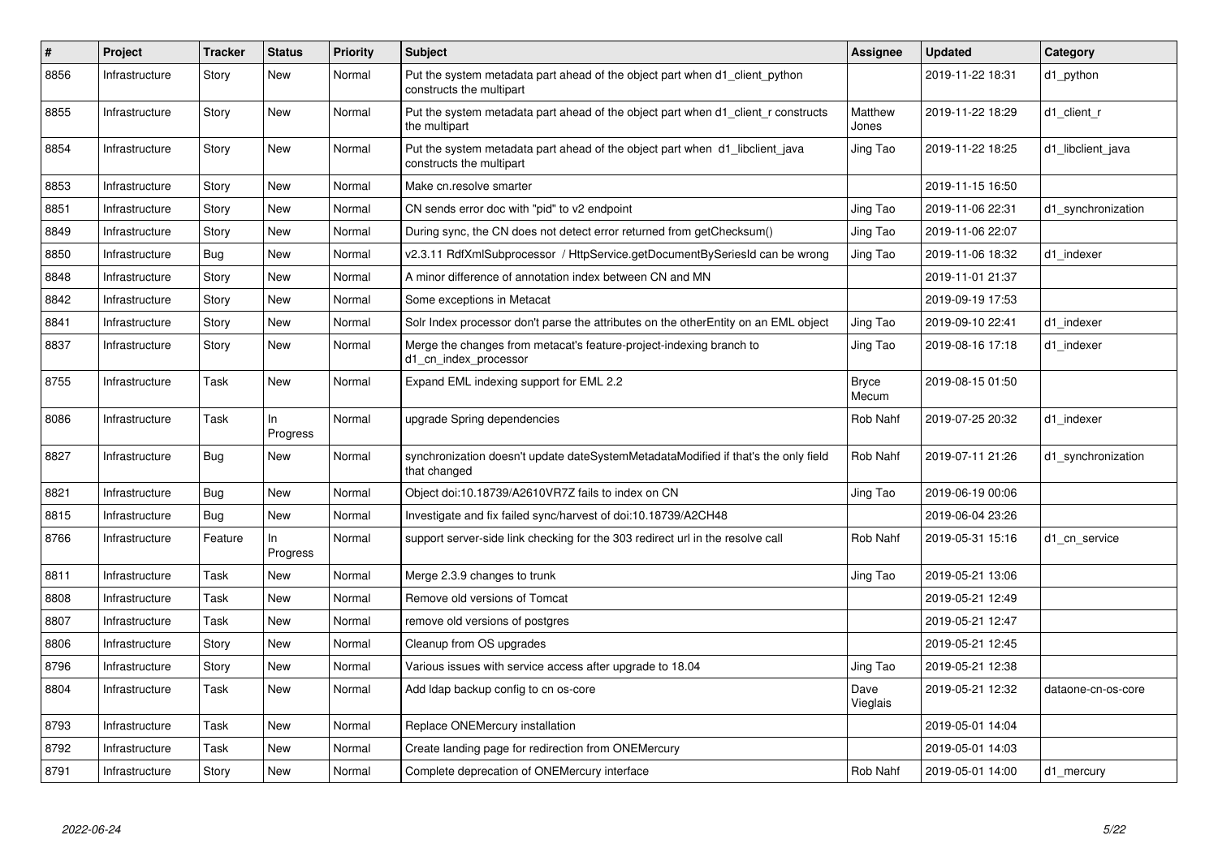| # | Project | Tracker | Status | Priority | Subject | Assignee | Updated | Category |
|---|---|---|---|---|---|---|---|---|
| 8856 | Infrastructure | Story | New | Normal | Put the system metadata part ahead of the object part when d1_client_python constructs the multipart | | 2019-11-22 18:31 | d1_python |
| 8855 | Infrastructure | Story | New | Normal | Put the system metadata part ahead of the object part when d1_client_r constructs the multipart | Matthew Jones | 2019-11-22 18:29 | d1_client_r |
| 8854 | Infrastructure | Story | New | Normal | Put the system metadata part ahead of the object part when d1_libclient_java constructs the multipart | Jing Tao | 2019-11-22 18:25 | d1_libclient_java |
| 8853 | Infrastructure | Story | New | Normal | Make cn.resolve smarter | | 2019-11-15 16:50 | |
| 8851 | Infrastructure | Story | New | Normal | CN sends error doc with "pid" to v2 endpoint | Jing Tao | 2019-11-06 22:31 | d1_synchronization |
| 8849 | Infrastructure | Story | New | Normal | During sync, the CN does not detect error returned from getChecksum() | Jing Tao | 2019-11-06 22:07 | |
| 8850 | Infrastructure | Bug | New | Normal | v2.3.11 RdfXmlSubprocessor / HttpService.getDocumentBySeriesId can be wrong | Jing Tao | 2019-11-06 18:32 | d1_indexer |
| 8848 | Infrastructure | Story | New | Normal | A minor difference of annotation index between CN and MN | | 2019-11-01 21:37 | |
| 8842 | Infrastructure | Story | New | Normal | Some exceptions in Metacat | | 2019-09-19 17:53 | |
| 8841 | Infrastructure | Story | New | Normal | Solr Index processor don't parse the attributes on the otherEntity on an EML object | Jing Tao | 2019-09-10 22:41 | d1_indexer |
| 8837 | Infrastructure | Story | New | Normal | Merge the changes from metacat's feature-project-indexing branch to d1_cn_index_processor | Jing Tao | 2019-08-16 17:18 | d1_indexer |
| 8755 | Infrastructure | Task | New | Normal | Expand EML indexing support for EML 2.2 | Bryce Mecum | 2019-08-15 01:50 | |
| 8086 | Infrastructure | Task | In Progress | Normal | upgrade Spring dependencies | Rob Nahf | 2019-07-25 20:32 | d1_indexer |
| 8827 | Infrastructure | Bug | New | Normal | synchronization doesn't update dateSystemMetadataModified if that's the only field that changed | Rob Nahf | 2019-07-11 21:26 | d1_synchronization |
| 8821 | Infrastructure | Bug | New | Normal | Object doi:10.18739/A2610VR7Z fails to index on CN | Jing Tao | 2019-06-19 00:06 | |
| 8815 | Infrastructure | Bug | New | Normal | Investigate and fix failed sync/harvest of doi:10.18739/A2CH48 | | 2019-06-04 23:26 | |
| 8766 | Infrastructure | Feature | In Progress | Normal | support server-side link checking for the 303 redirect url in the resolve call | Rob Nahf | 2019-05-31 15:16 | d1_cn_service |
| 8811 | Infrastructure | Task | New | Normal | Merge 2.3.9 changes to trunk | Jing Tao | 2019-05-21 13:06 | |
| 8808 | Infrastructure | Task | New | Normal | Remove old versions of Tomcat | | 2019-05-21 12:49 | |
| 8807 | Infrastructure | Task | New | Normal | remove old versions of postgres | | 2019-05-21 12:47 | |
| 8806 | Infrastructure | Story | New | Normal | Cleanup from OS upgrades | | 2019-05-21 12:45 | |
| 8796 | Infrastructure | Story | New | Normal | Various issues with service access after upgrade to 18.04 | Jing Tao | 2019-05-21 12:38 | |
| 8804 | Infrastructure | Task | New | Normal | Add ldap backup config to cn os-core | Dave Vieglais | 2019-05-21 12:32 | dataone-cn-os-core |
| 8793 | Infrastructure | Task | New | Normal | Replace ONEMercury installation | | 2019-05-01 14:04 | |
| 8792 | Infrastructure | Task | New | Normal | Create landing page for redirection from ONEMercury | | 2019-05-01 14:03 | |
| 8791 | Infrastructure | Story | New | Normal | Complete deprecation of ONEMercury interface | Rob Nahf | 2019-05-01 14:00 | d1_mercury |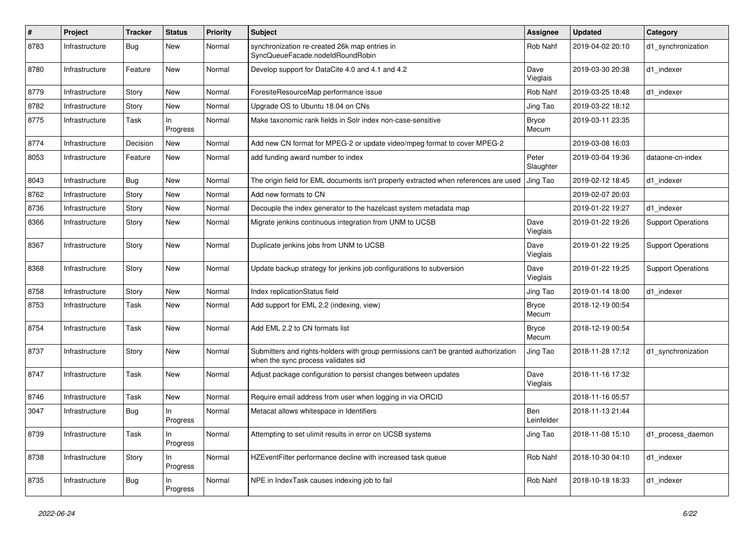| # | Project | Tracker | Status | Priority | Subject | Assignee | Updated | Category |
|---|---|---|---|---|---|---|---|---|
| 8783 | Infrastructure | Bug | New | Normal | synchronization re-created 26k map entries in SyncQueueFacade.nodeIdRoundRobin | Rob Nahf | 2019-04-02 20:10 | d1_synchronization |
| 8780 | Infrastructure | Feature | New | Normal | Develop support for DataCite 4.0 and 4.1 and 4.2 | Dave Vieglais | 2019-03-30 20:38 | d1_indexer |
| 8779 | Infrastructure | Story | New | Normal | ForesiteResourceMap performance issue | Rob Nahf | 2019-03-25 18:48 | d1_indexer |
| 8782 | Infrastructure | Story | New | Normal | Upgrade OS to Ubuntu 18.04 on CNs | Jing Tao | 2019-03-22 18:12 | |
| 8775 | Infrastructure | Task | In Progress | Normal | Make taxonomic rank fields in Solr index non-case-sensitive | Bryce Mecum | 2019-03-11 23:35 | |
| 8774 | Infrastructure | Decision | New | Normal | Add new CN format for MPEG-2 or update video/mpeg format to cover MPEG-2 | | 2019-03-08 16:03 | |
| 8053 | Infrastructure | Feature | New | Normal | add funding award number to index | Peter Slaughter | 2019-03-04 19:36 | dataone-cn-index |
| 8043 | Infrastructure | Bug | New | Normal | The origin field for EML documents isn't properly extracted when references are used | Jing Tao | 2019-02-12 18:45 | d1_indexer |
| 8762 | Infrastructure | Story | New | Normal | Add new formats to CN | | 2019-02-07 20:03 | |
| 8736 | Infrastructure | Story | New | Normal | Decouple the index generator to the hazelcast system metadata map | | 2019-01-22 19:27 | d1_indexer |
| 8366 | Infrastructure | Story | New | Normal | Migrate jenkins continuous integration from UNM to UCSB | Dave Vieglais | 2019-01-22 19:26 | Support Operations |
| 8367 | Infrastructure | Story | New | Normal | Duplicate jenkins jobs from UNM to UCSB | Dave Vieglais | 2019-01-22 19:25 | Support Operations |
| 8368 | Infrastructure | Story | New | Normal | Update backup strategy for jenkins job configurations to subversion | Dave Vieglais | 2019-01-22 19:25 | Support Operations |
| 8758 | Infrastructure | Story | New | Normal | Index replicationStatus field | Jing Tao | 2019-01-14 18:00 | d1_indexer |
| 8753 | Infrastructure | Task | New | Normal | Add support for EML 2.2 (indexing, view) | Bryce Mecum | 2018-12-19 00:54 | |
| 8754 | Infrastructure | Task | New | Normal | Add EML 2.2 to CN formats list | Bryce Mecum | 2018-12-19 00:54 | |
| 8737 | Infrastructure | Story | New | Normal | Submitters and rights-holders with group permissions can't be granted authorization when the sync process validates sid | Jing Tao | 2018-11-28 17:12 | d1_synchronization |
| 8747 | Infrastructure | Task | New | Normal | Adjust package configuration to persist changes between updates | Dave Vieglais | 2018-11-16 17:32 | |
| 8746 | Infrastructure | Task | New | Normal | Require email address from user when logging in via ORCID | | 2018-11-16 05:57 | |
| 3047 | Infrastructure | Bug | In Progress | Normal | Metacat allows whitespace in Identifiers | Ben Leinfelder | 2018-11-13 21:44 | |
| 8739 | Infrastructure | Task | In Progress | Normal | Attempting to set ulimit results in error on UCSB systems | Jing Tao | 2018-11-08 15:10 | d1_process_daemon |
| 8738 | Infrastructure | Story | In Progress | Normal | HZEventFilter performance decline with increased task queue | Rob Nahf | 2018-10-30 04:10 | d1_indexer |
| 8735 | Infrastructure | Bug | In Progress | Normal | NPE in IndexTask causes indexing job to fail | Rob Nahf | 2018-10-18 18:33 | d1_indexer |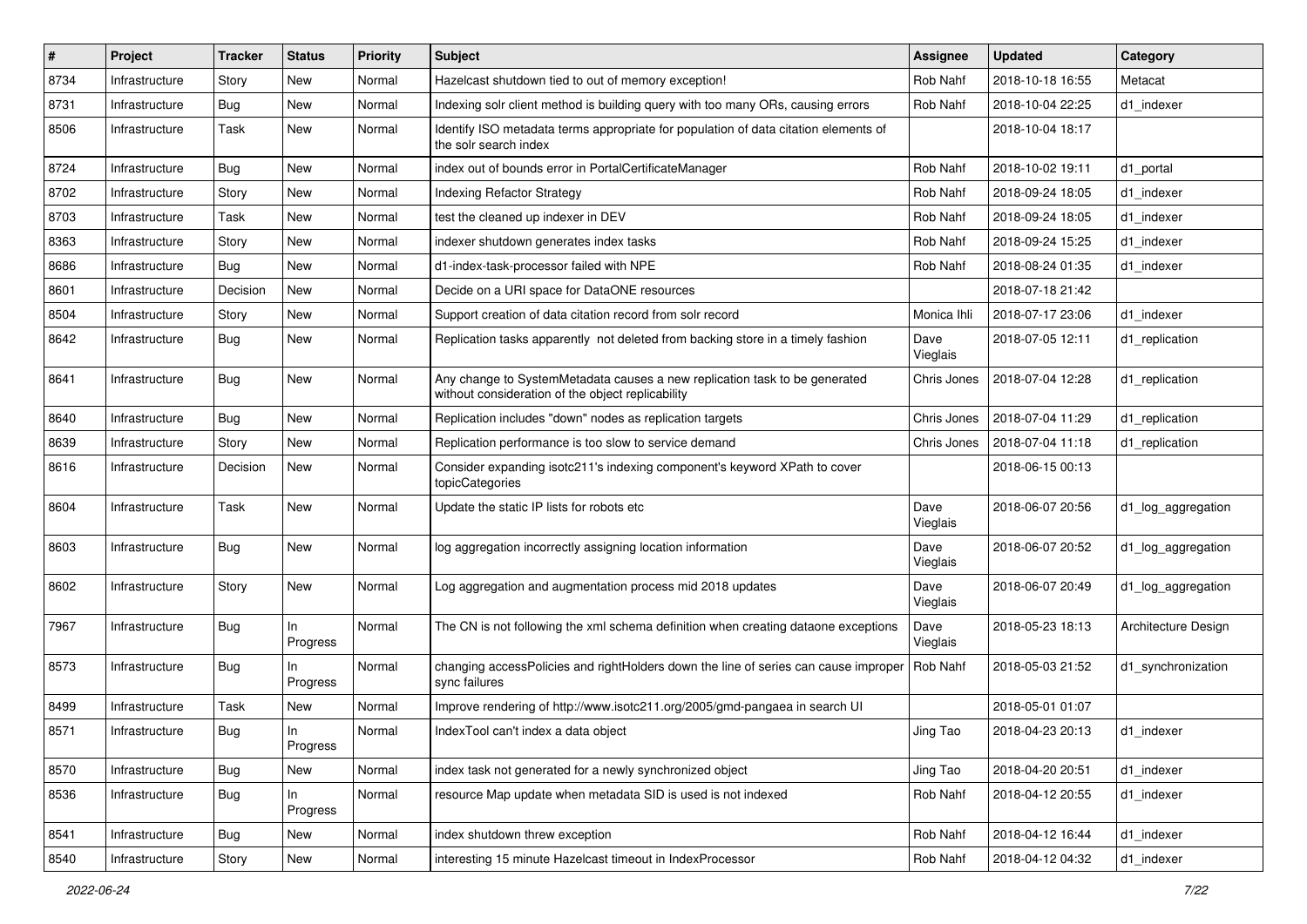| # | Project | Tracker | Status | Priority | Subject | Assignee | Updated | Category |
|---|---|---|---|---|---|---|---|---|
| 8734 | Infrastructure | Story | New | Normal | Hazelcast shutdown tied to out of memory exception! | Rob Nahf | 2018-10-18 16:55 | Metacat |
| 8731 | Infrastructure | Bug | New | Normal | Indexing solr client method is building query with too many ORs, causing errors | Rob Nahf | 2018-10-04 22:25 | d1_indexer |
| 8506 | Infrastructure | Task | New | Normal | Identify ISO metadata terms appropriate for population of data citation elements of the solr search index | | 2018-10-04 18:17 | |
| 8724 | Infrastructure | Bug | New | Normal | index out of bounds error in PortalCertificateManager | Rob Nahf | 2018-10-02 19:11 | d1_portal |
| 8702 | Infrastructure | Story | New | Normal | Indexing Refactor Strategy | Rob Nahf | 2018-09-24 18:05 | d1_indexer |
| 8703 | Infrastructure | Task | New | Normal | test the cleaned up indexer in DEV | Rob Nahf | 2018-09-24 18:05 | d1_indexer |
| 8363 | Infrastructure | Story | New | Normal | indexer shutdown generates index tasks | Rob Nahf | 2018-09-24 15:25 | d1_indexer |
| 8686 | Infrastructure | Bug | New | Normal | d1-index-task-processor failed with NPE | Rob Nahf | 2018-08-24 01:35 | d1_indexer |
| 8601 | Infrastructure | Decision | New | Normal | Decide on a URI space for DataONE resources | | 2018-07-18 21:42 | |
| 8504 | Infrastructure | Story | New | Normal | Support creation of data citation record from solr record | Monica Ihli | 2018-07-17 23:06 | d1_indexer |
| 8642 | Infrastructure | Bug | New | Normal | Replication tasks apparently not deleted from backing store in a timely fashion | Dave Vieglais | 2018-07-05 12:11 | d1_replication |
| 8641 | Infrastructure | Bug | New | Normal | Any change to SystemMetadata causes a new replication task to be generated without consideration of the object replicability | Chris Jones | 2018-07-04 12:28 | d1_replication |
| 8640 | Infrastructure | Bug | New | Normal | Replication includes "down" nodes as replication targets | Chris Jones | 2018-07-04 11:29 | d1_replication |
| 8639 | Infrastructure | Story | New | Normal | Replication performance is too slow to service demand | Chris Jones | 2018-07-04 11:18 | d1_replication |
| 8616 | Infrastructure | Decision | New | Normal | Consider expanding isotc211's indexing component's keyword XPath to cover topicCategories | | 2018-06-15 00:13 | |
| 8604 | Infrastructure | Task | New | Normal | Update the static IP lists for robots etc | Dave Vieglais | 2018-06-07 20:56 | d1_log_aggregation |
| 8603 | Infrastructure | Bug | New | Normal | log aggregation incorrectly assigning location information | Dave Vieglais | 2018-06-07 20:52 | d1_log_aggregation |
| 8602 | Infrastructure | Story | New | Normal | Log aggregation and augmentation process mid 2018 updates | Dave Vieglais | 2018-06-07 20:49 | d1_log_aggregation |
| 7967 | Infrastructure | Bug | In Progress | Normal | The CN is not following the xml schema definition when creating dataone exceptions | Dave Vieglais | 2018-05-23 18:13 | Architecture Design |
| 8573 | Infrastructure | Bug | In Progress | Normal | changing accessPolicies and rightHolders down the line of series can cause improper sync failures | Rob Nahf | 2018-05-03 21:52 | d1_synchronization |
| 8499 | Infrastructure | Task | New | Normal | Improve rendering of http://www.isotc211.org/2005/gmd-pangaea in search UI | | 2018-05-01 01:07 | |
| 8571 | Infrastructure | Bug | In Progress | Normal | IndexTool can't index a data object | Jing Tao | 2018-04-23 20:13 | d1_indexer |
| 8570 | Infrastructure | Bug | New | Normal | index task not generated for a newly synchronized object | Jing Tao | 2018-04-20 20:51 | d1_indexer |
| 8536 | Infrastructure | Bug | In Progress | Normal | resource Map update when metadata SID is used is not indexed | Rob Nahf | 2018-04-12 20:55 | d1_indexer |
| 8541 | Infrastructure | Bug | New | Normal | index shutdown threw exception | Rob Nahf | 2018-04-12 16:44 | d1_indexer |
| 8540 | Infrastructure | Story | New | Normal | interesting 15 minute Hazelcast timeout in IndexProcessor | Rob Nahf | 2018-04-12 04:32 | d1_indexer |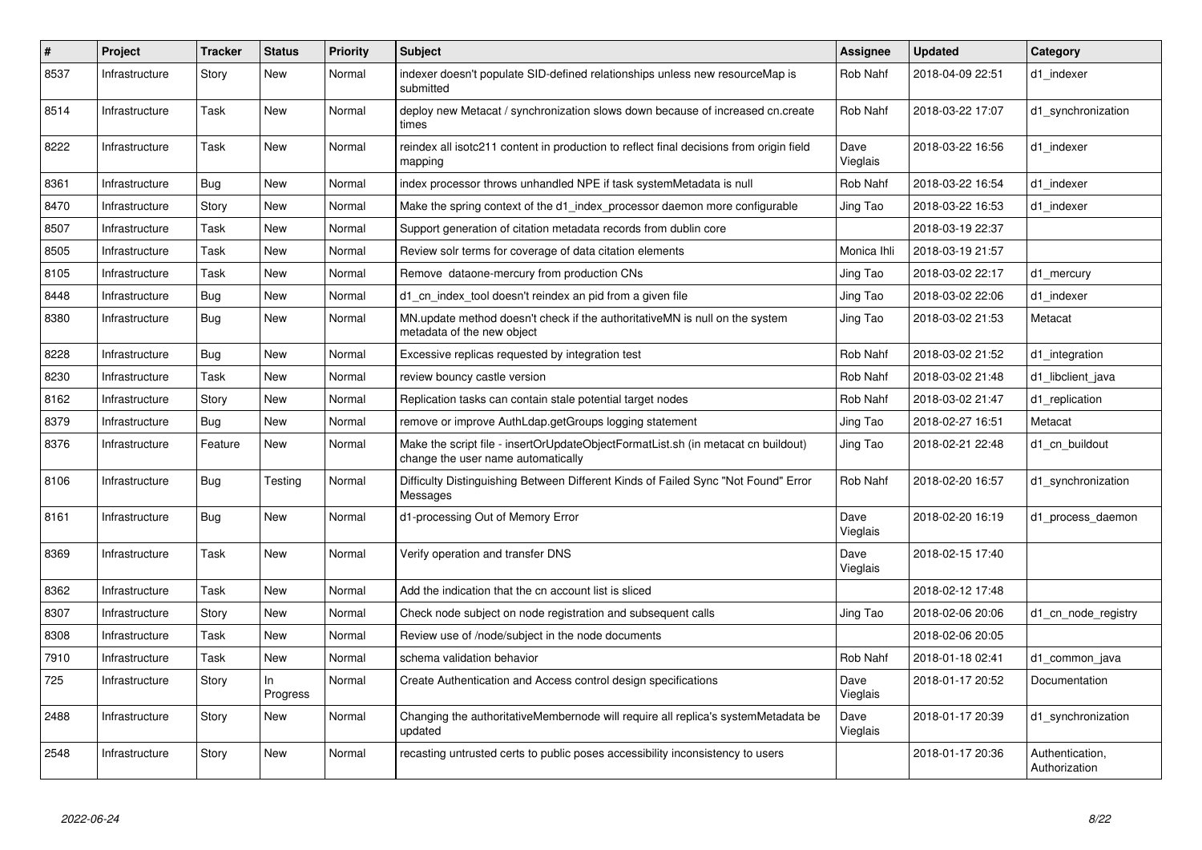| # | Project | Tracker | Status | Priority | Subject | Assignee | Updated | Category |
|---|---|---|---|---|---|---|---|---|
| 8537 | Infrastructure | Story | New | Normal | indexer doesn't populate SID-defined relationships unless new resourceMap is submitted | Rob Nahf | 2018-04-09 22:51 | d1_indexer |
| 8514 | Infrastructure | Task | New | Normal | deploy new Metacat / synchronization slows down because of increased cn.create times | Rob Nahf | 2018-03-22 17:07 | d1_synchronization |
| 8222 | Infrastructure | Task | New | Normal | reindex all isotc211 content in production to reflect final decisions from origin field mapping | Dave Vieglais | 2018-03-22 16:56 | d1_indexer |
| 8361 | Infrastructure | Bug | New | Normal | index processor throws unhandled NPE if task systemMetadata is null | Rob Nahf | 2018-03-22 16:54 | d1_indexer |
| 8470 | Infrastructure | Story | New | Normal | Make the spring context of the d1_index_processor daemon more configurable | Jing Tao | 2018-03-22 16:53 | d1_indexer |
| 8507 | Infrastructure | Task | New | Normal | Support generation of citation metadata records from dublin core | | 2018-03-19 22:37 | |
| 8505 | Infrastructure | Task | New | Normal | Review solr terms for coverage of data citation elements | Monica Ihli | 2018-03-19 21:57 | |
| 8105 | Infrastructure | Task | New | Normal | Remove dataone-mercury from production CNs | Jing Tao | 2018-03-02 22:17 | d1_mercury |
| 8448 | Infrastructure | Bug | New | Normal | d1_cn_index_tool doesn't reindex an pid from a given file | Jing Tao | 2018-03-02 22:06 | d1_indexer |
| 8380 | Infrastructure | Bug | New | Normal | MN.update method doesn't check if the authoritativeMN is null on the system metadata of the new object | Jing Tao | 2018-03-02 21:53 | Metacat |
| 8228 | Infrastructure | Bug | New | Normal | Excessive replicas requested by integration test | Rob Nahf | 2018-03-02 21:52 | d1_integration |
| 8230 | Infrastructure | Task | New | Normal | review bouncy castle version | Rob Nahf | 2018-03-02 21:48 | d1_libclient_java |
| 8162 | Infrastructure | Story | New | Normal | Replication tasks can contain stale potential target nodes | Rob Nahf | 2018-03-02 21:47 | d1_replication |
| 8379 | Infrastructure | Bug | New | Normal | remove or improve AuthLdap.getGroups logging statement | Jing Tao | 2018-02-27 16:51 | Metacat |
| 8376 | Infrastructure | Feature | New | Normal | Make the script file - insertOrUpdateObjectFormatList.sh (in metacat cn buildout) change the user name automatically | Jing Tao | 2018-02-21 22:48 | d1_cn_buildout |
| 8106 | Infrastructure | Bug | Testing | Normal | Difficulty Distinguishing Between Different Kinds of Failed Sync "Not Found" Error Messages | Rob Nahf | 2018-02-20 16:57 | d1_synchronization |
| 8161 | Infrastructure | Bug | New | Normal | d1-processing Out of Memory Error | Dave Vieglais | 2018-02-20 16:19 | d1_process_daemon |
| 8369 | Infrastructure | Task | New | Normal | Verify operation and transfer DNS | Dave Vieglais | 2018-02-15 17:40 | |
| 8362 | Infrastructure | Task | New | Normal | Add the indication that the cn account list is sliced | | 2018-02-12 17:48 | |
| 8307 | Infrastructure | Story | New | Normal | Check node subject on node registration and subsequent calls | Jing Tao | 2018-02-06 20:06 | d1_cn_node_registry |
| 8308 | Infrastructure | Task | New | Normal | Review use of /node/subject in the node documents | | 2018-02-06 20:05 | |
| 7910 | Infrastructure | Task | New | Normal | schema validation behavior | Rob Nahf | 2018-01-18 02:41 | d1_common_java |
| 725 | Infrastructure | Story | In Progress | Normal | Create Authentication and Access control design specifications | Dave Vieglais | 2018-01-17 20:52 | Documentation |
| 2488 | Infrastructure | Story | New | Normal | Changing the authoritativeMembernode will require all replica's systemMetadata be updated | Dave Vieglais | 2018-01-17 20:39 | d1_synchronization |
| 2548 | Infrastructure | Story | New | Normal | recasting untrusted certs to public poses accessibility inconsistency to users | | 2018-01-17 20:36 | Authentication, Authorization |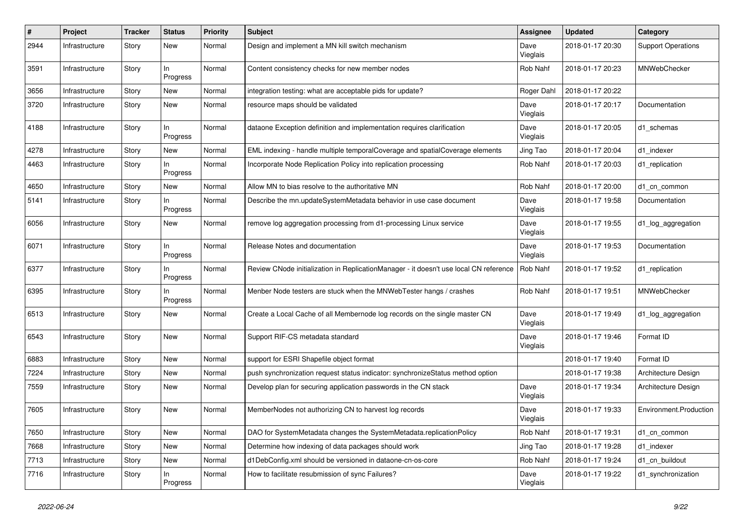| # | Project | Tracker | Status | Priority | Subject | Assignee | Updated | Category |
|---|---|---|---|---|---|---|---|---|
| 2944 | Infrastructure | Story | New | Normal | Design and implement a MN kill switch mechanism | Dave Vieglais | 2018-01-17 20:30 | Support Operations |
| 3591 | Infrastructure | Story | In Progress | Normal | Content consistency checks for new member nodes | Rob Nahf | 2018-01-17 20:23 | MNWebChecker |
| 3656 | Infrastructure | Story | New | Normal | integration testing: what are acceptable pids for update? | Roger Dahl | 2018-01-17 20:22 | |
| 3720 | Infrastructure | Story | New | Normal | resource maps should be validated | Dave Vieglais | 2018-01-17 20:17 | Documentation |
| 4188 | Infrastructure | Story | In Progress | Normal | dataone Exception definition and implementation requires clarification | Dave Vieglais | 2018-01-17 20:05 | d1_schemas |
| 4278 | Infrastructure | Story | New | Normal | EML indexing - handle multiple temporalCoverage and spatialCoverage elements | Jing Tao | 2018-01-17 20:04 | d1_indexer |
| 4463 | Infrastructure | Story | In Progress | Normal | Incorporate Node Replication Policy into replication processing | Rob Nahf | 2018-01-17 20:03 | d1_replication |
| 4650 | Infrastructure | Story | New | Normal | Allow MN to bias resolve to the authoritative MN | Rob Nahf | 2018-01-17 20:00 | d1_cn_common |
| 5141 | Infrastructure | Story | In Progress | Normal | Describe the mn.updateSystemMetadata behavior in use case document | Dave Vieglais | 2018-01-17 19:58 | Documentation |
| 6056 | Infrastructure | Story | New | Normal | remove log aggregation processing from d1-processing Linux service | Dave Vieglais | 2018-01-17 19:55 | d1_log_aggregation |
| 6071 | Infrastructure | Story | In Progress | Normal | Release Notes and documentation | Dave Vieglais | 2018-01-17 19:53 | Documentation |
| 6377 | Infrastructure | Story | In Progress | Normal | Review CNode initialization in ReplicationManager - it doesn't use local CN reference | Rob Nahf | 2018-01-17 19:52 | d1_replication |
| 6395 | Infrastructure | Story | In Progress | Normal | Menber Node testers are stuck when the MNWebTester hangs / crashes | Rob Nahf | 2018-01-17 19:51 | MNWebChecker |
| 6513 | Infrastructure | Story | New | Normal | Create a Local Cache of all Membernode log records on the single master CN | Dave Vieglais | 2018-01-17 19:49 | d1_log_aggregation |
| 6543 | Infrastructure | Story | New | Normal | Support RIF-CS metadata standard | Dave Vieglais | 2018-01-17 19:46 | Format ID |
| 6883 | Infrastructure | Story | New | Normal | support for ESRI Shapefile object format | | 2018-01-17 19:40 | Format ID |
| 7224 | Infrastructure | Story | New | Normal | push synchronization request status indicator: synchronizeStatus method option | | 2018-01-17 19:38 | Architecture Design |
| 7559 | Infrastructure | Story | New | Normal | Develop plan for securing application passwords in the CN stack | Dave Vieglais | 2018-01-17 19:34 | Architecture Design |
| 7605 | Infrastructure | Story | New | Normal | MemberNodes not authorizing CN to harvest log records | Dave Vieglais | 2018-01-17 19:33 | Environment.Production |
| 7650 | Infrastructure | Story | New | Normal | DAO for SystemMetadata changes the SystemMetadata.replicationPolicy | Rob Nahf | 2018-01-17 19:31 | d1_cn_common |
| 7668 | Infrastructure | Story | New | Normal | Determine how indexing of data packages should work | Jing Tao | 2018-01-17 19:28 | d1_indexer |
| 7713 | Infrastructure | Story | New | Normal | d1DebConfig.xml should be versioned in dataone-cn-os-core | Rob Nahf | 2018-01-17 19:24 | d1_cn_buildout |
| 7716 | Infrastructure | Story | In Progress | Normal | How to facilitate resubmission of sync Failures? | Dave Vieglais | 2018-01-17 19:22 | d1_synchronization |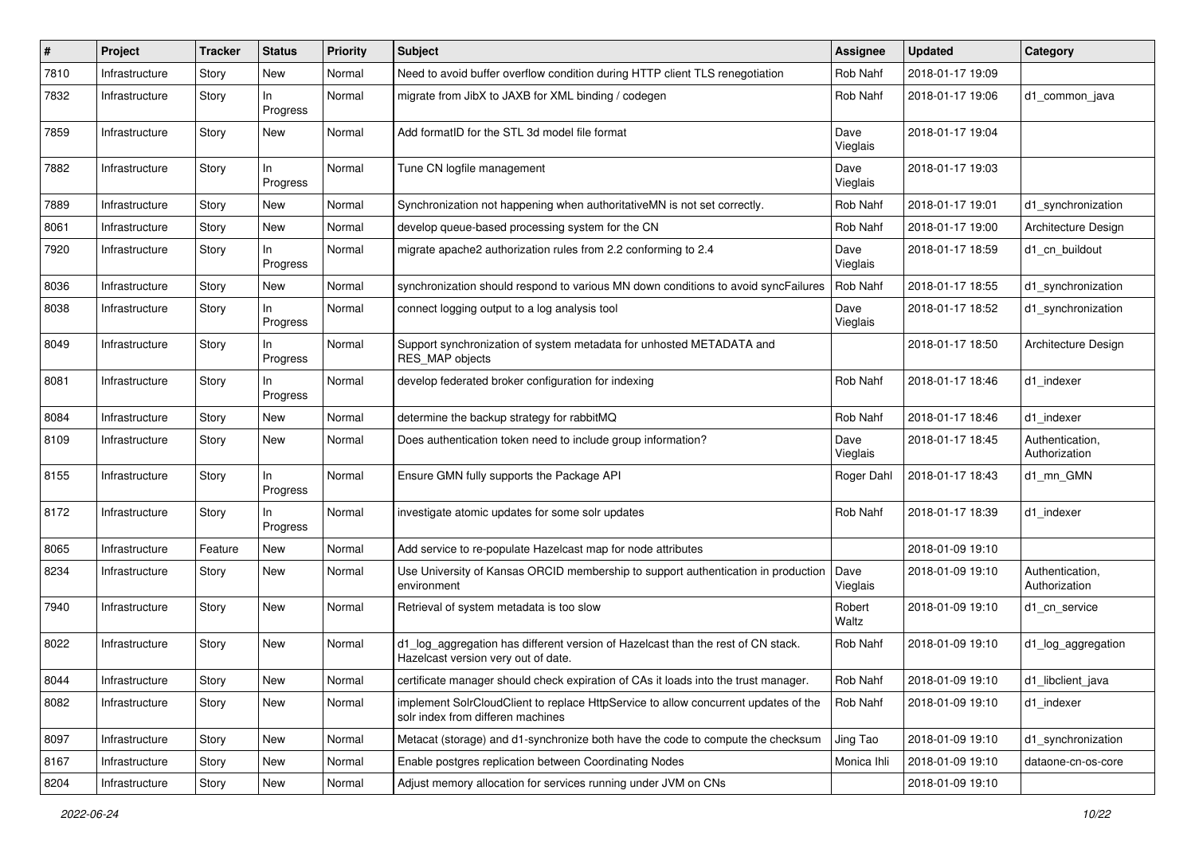| # | Project | Tracker | Status | Priority | Subject | Assignee | Updated | Category |
|---|---|---|---|---|---|---|---|---|
| 7810 | Infrastructure | Story | New | Normal | Need to avoid buffer overflow condition during HTTP client TLS renegotiation | Rob Nahf | 2018-01-17 19:09 | |
| 7832 | Infrastructure | Story | In Progress | Normal | migrate from JibX to JAXB for XML binding / codegen | Rob Nahf | 2018-01-17 19:06 | d1_common_java |
| 7859 | Infrastructure | Story | New | Normal | Add formatID for the STL 3d model file format | Dave Vieglais | 2018-01-17 19:04 | |
| 7882 | Infrastructure | Story | In Progress | Normal | Tune CN logfile management | Dave Vieglais | 2018-01-17 19:03 | |
| 7889 | Infrastructure | Story | New | Normal | Synchronization not happening when authoritativeMN is not set correctly. | Rob Nahf | 2018-01-17 19:01 | d1_synchronization |
| 8061 | Infrastructure | Story | New | Normal | develop queue-based processing system for the CN | Rob Nahf | 2018-01-17 19:00 | Architecture Design |
| 7920 | Infrastructure | Story | In Progress | Normal | migrate apache2 authorization rules from 2.2 conforming to 2.4 | Dave Vieglais | 2018-01-17 18:59 | d1_cn_buildout |
| 8036 | Infrastructure | Story | New | Normal | synchronization should respond to various MN down conditions to avoid syncFailures | Rob Nahf | 2018-01-17 18:55 | d1_synchronization |
| 8038 | Infrastructure | Story | In Progress | Normal | connect logging output to a log analysis tool | Dave Vieglais | 2018-01-17 18:52 | d1_synchronization |
| 8049 | Infrastructure | Story | In Progress | Normal | Support synchronization of system metadata for unhosted METADATA and RES_MAP objects | | 2018-01-17 18:50 | Architecture Design |
| 8081 | Infrastructure | Story | In Progress | Normal | develop federated broker configuration for indexing | Rob Nahf | 2018-01-17 18:46 | d1_indexer |
| 8084 | Infrastructure | Story | New | Normal | determine the backup strategy for rabbitMQ | Rob Nahf | 2018-01-17 18:46 | d1_indexer |
| 8109 | Infrastructure | Story | New | Normal | Does authentication token need to include group information? | Dave Vieglais | 2018-01-17 18:45 | Authentication, Authorization |
| 8155 | Infrastructure | Story | In Progress | Normal | Ensure GMN fully supports the Package API | Roger Dahl | 2018-01-17 18:43 | d1_mn_GMN |
| 8172 | Infrastructure | Story | In Progress | Normal | investigate atomic updates for some solr updates | Rob Nahf | 2018-01-17 18:39 | d1_indexer |
| 8065 | Infrastructure | Feature | New | Normal | Add service to re-populate Hazelcast map for node attributes | | 2018-01-09 19:10 | |
| 8234 | Infrastructure | Story | New | Normal | Use University of Kansas ORCID membership to support authentication in production environment | Dave Vieglais | 2018-01-09 19:10 | Authentication, Authorization |
| 7940 | Infrastructure | Story | New | Normal | Retrieval of system metadata is too slow | Robert Waltz | 2018-01-09 19:10 | d1_cn_service |
| 8022 | Infrastructure | Story | New | Normal | d1_log_aggregation has different version of Hazelcast than the rest of CN stack. Hazelcast version very out of date. | Rob Nahf | 2018-01-09 19:10 | d1_log_aggregation |
| 8044 | Infrastructure | Story | New | Normal | certificate manager should check expiration of CAs it loads into the trust manager. | Rob Nahf | 2018-01-09 19:10 | d1_libclient_java |
| 8082 | Infrastructure | Story | New | Normal | implement SolrCloudClient to replace HttpService to allow concurrent updates of the solr index from differen machines | Rob Nahf | 2018-01-09 19:10 | d1_indexer |
| 8097 | Infrastructure | Story | New | Normal | Metacat (storage) and d1-synchronize both have the code to compute the checksum | Jing Tao | 2018-01-09 19:10 | d1_synchronization |
| 8167 | Infrastructure | Story | New | Normal | Enable postgres replication between Coordinating Nodes | Monica Ihli | 2018-01-09 19:10 | dataone-cn-os-core |
| 8204 | Infrastructure | Story | New | Normal | Adjust memory allocation for services running under JVM on CNs | | 2018-01-09 19:10 | |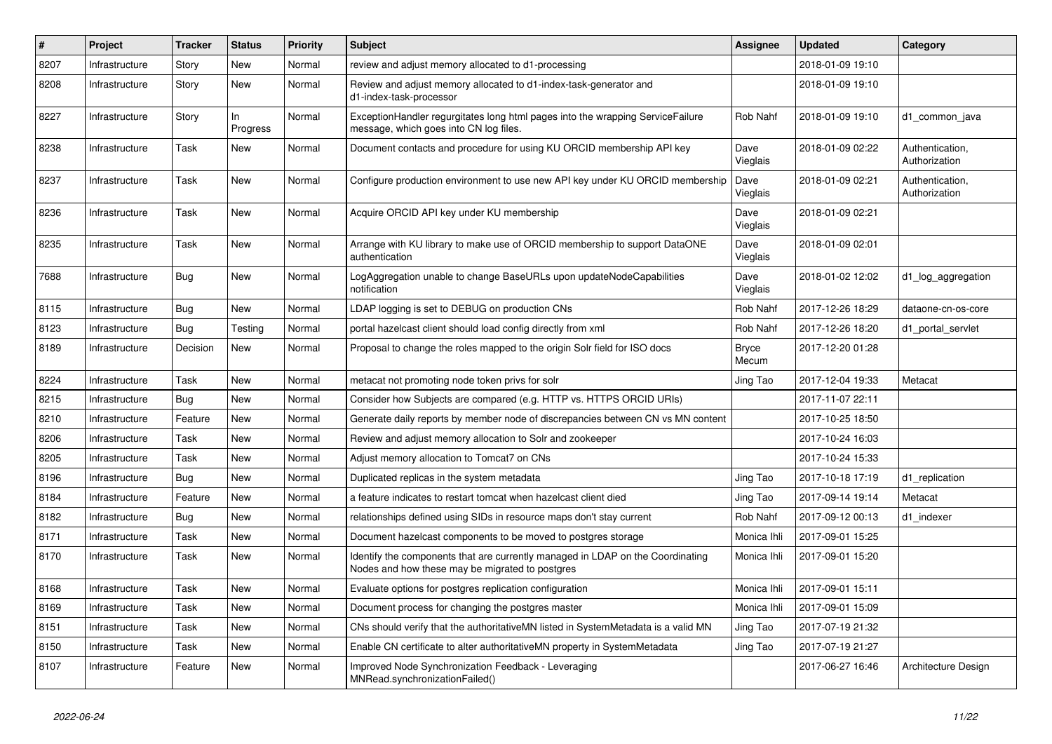| # | Project | Tracker | Status | Priority | Subject | Assignee | Updated | Category |
|---|---|---|---|---|---|---|---|---|
| 8207 | Infrastructure | Story | New | Normal | review and adjust memory allocated to d1-processing | | 2018-01-09 19:10 | |
| 8208 | Infrastructure | Story | New | Normal | Review and adjust memory allocated to d1-index-task-generator and d1-index-task-processor | | 2018-01-09 19:10 | |
| 8227 | Infrastructure | Story | In Progress | Normal | ExceptionHandler regurgitates long html pages into the wrapping ServiceFailure message, which goes into CN log files. | Rob Nahf | 2018-01-09 19:10 | d1_common_java |
| 8238 | Infrastructure | Task | New | Normal | Document contacts and procedure for using KU ORCID membership API key | Dave Vieglais | 2018-01-09 02:22 | Authentication, Authorization |
| 8237 | Infrastructure | Task | New | Normal | Configure production environment to use new API key under KU ORCID membership | Dave Vieglais | 2018-01-09 02:21 | Authentication, Authorization |
| 8236 | Infrastructure | Task | New | Normal | Acquire ORCID API key under KU membership | Dave Vieglais | 2018-01-09 02:21 | |
| 8235 | Infrastructure | Task | New | Normal | Arrange with KU library to make use of ORCID membership to support DataONE authentication | Dave Vieglais | 2018-01-09 02:01 | |
| 7688 | Infrastructure | Bug | New | Normal | LogAggregation unable to change BaseURLs upon updateNodeCapabilities notification | Dave Vieglais | 2018-01-02 12:02 | d1_log_aggregation |
| 8115 | Infrastructure | Bug | New | Normal | LDAP logging is set to DEBUG on production CNs | Rob Nahf | 2017-12-26 18:29 | dataone-cn-os-core |
| 8123 | Infrastructure | Bug | Testing | Normal | portal hazelcast client should load config directly from xml | Rob Nahf | 2017-12-26 18:20 | d1_portal_servlet |
| 8189 | Infrastructure | Decision | New | Normal | Proposal to change the roles mapped to the origin Solr field for ISO docs | Bryce Mecum | 2017-12-20 01:28 | |
| 8224 | Infrastructure | Task | New | Normal | metacat not promoting node token privs for solr | Jing Tao | 2017-12-04 19:33 | Metacat |
| 8215 | Infrastructure | Bug | New | Normal | Consider how Subjects are compared (e.g. HTTP vs. HTTPS ORCID URIs) | | 2017-11-07 22:11 | |
| 8210 | Infrastructure | Feature | New | Normal | Generate daily reports by member node of discrepancies between CN vs MN content | | 2017-10-25 18:50 | |
| 8206 | Infrastructure | Task | New | Normal | Review and adjust memory allocation to Solr and zookeeper | | 2017-10-24 16:03 | |
| 8205 | Infrastructure | Task | New | Normal | Adjust memory allocation to Tomcat7 on CNs | | 2017-10-24 15:33 | |
| 8196 | Infrastructure | Bug | New | Normal | Duplicated replicas in the system metadata | Jing Tao | 2017-10-18 17:19 | d1_replication |
| 8184 | Infrastructure | Feature | New | Normal | a feature indicates to restart tomcat when hazelcast client died | Jing Tao | 2017-09-14 19:14 | Metacat |
| 8182 | Infrastructure | Bug | New | Normal | relationships defined using SIDs in resource maps don't stay current | Rob Nahf | 2017-09-12 00:13 | d1_indexer |
| 8171 | Infrastructure | Task | New | Normal | Document hazelcast components to be moved to postgres storage | Monica Ihli | 2017-09-01 15:25 | |
| 8170 | Infrastructure | Task | New | Normal | Identify the components that are currently managed in LDAP on the Coordinating Nodes and how these may be migrated to postgres | Monica Ihli | 2017-09-01 15:20 | |
| 8168 | Infrastructure | Task | New | Normal | Evaluate options for postgres replication configuration | Monica Ihli | 2017-09-01 15:11 | |
| 8169 | Infrastructure | Task | New | Normal | Document process for changing the postgres master | Monica Ihli | 2017-09-01 15:09 | |
| 8151 | Infrastructure | Task | New | Normal | CNs should verify that the authoritativeMN listed in SystemMetadata is a valid MN | Jing Tao | 2017-07-19 21:32 | |
| 8150 | Infrastructure | Task | New | Normal | Enable CN certificate to alter authoritativeMN property in SystemMetadata | Jing Tao | 2017-07-19 21:27 | |
| 8107 | Infrastructure | Feature | New | Normal | Improved Node Synchronization Feedback - Leveraging MNRead.synchronizationFailed() | | 2017-06-27 16:46 | Architecture Design |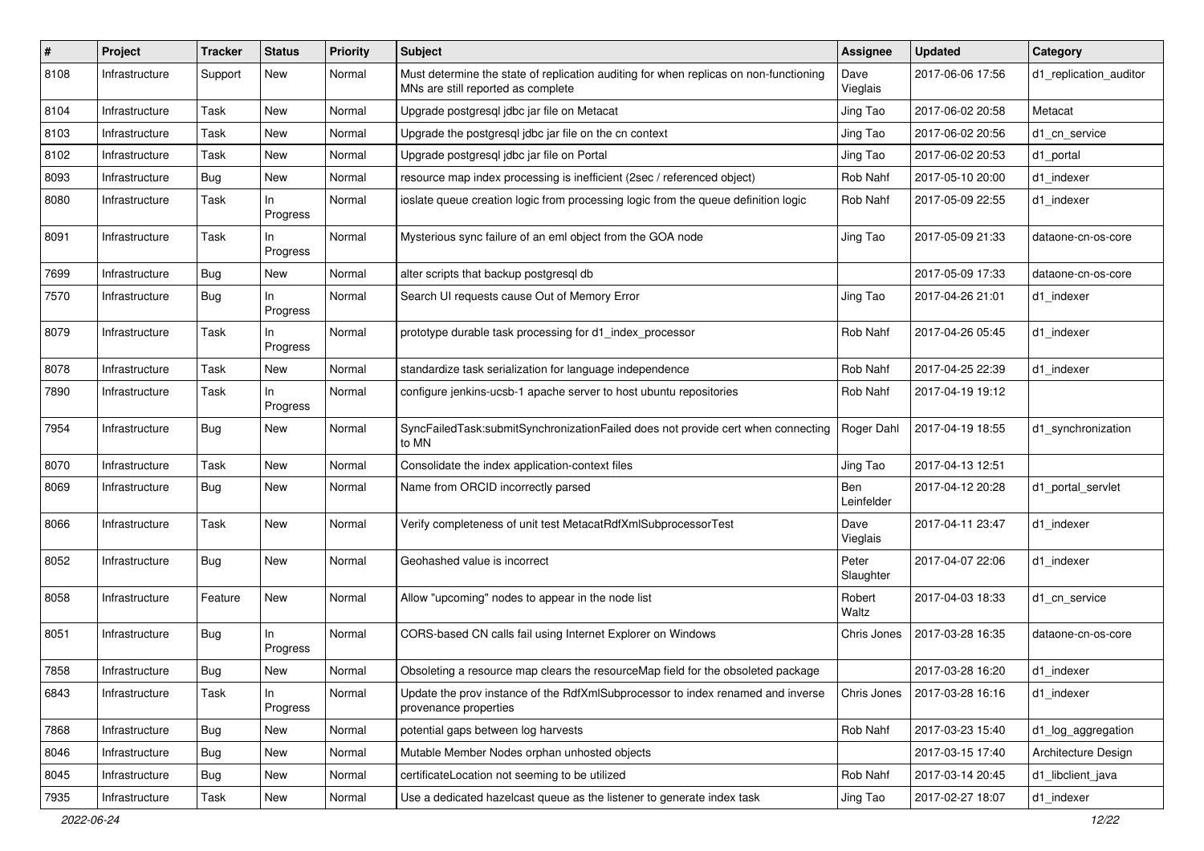| # | Project | Tracker | Status | Priority | Subject | Assignee | Updated | Category |
|---|---|---|---|---|---|---|---|---|
| 8108 | Infrastructure | Support | New | Normal | Must determine the state of replication auditing for when replicas on non-functioning MNs are still reported as complete | Dave Vieglais | 2017-06-06 17:56 | d1_replication_auditor |
| 8104 | Infrastructure | Task | New | Normal | Upgrade postgresql jdbc jar file on Metacat | Jing Tao | 2017-06-02 20:58 | Metacat |
| 8103 | Infrastructure | Task | New | Normal | Upgrade the postgresql jdbc jar file on the cn context | Jing Tao | 2017-06-02 20:56 | d1_cn_service |
| 8102 | Infrastructure | Task | New | Normal | Upgrade postgresql jdbc jar file on Portal | Jing Tao | 2017-06-02 20:53 | d1_portal |
| 8093 | Infrastructure | Bug | New | Normal | resource map index processing is inefficient (2sec / referenced object) | Rob Nahf | 2017-05-10 20:00 | d1_indexer |
| 8080 | Infrastructure | Task | In Progress | Normal | ioslate queue creation logic from processing logic from the queue definition logic | Rob Nahf | 2017-05-09 22:55 | d1_indexer |
| 8091 | Infrastructure | Task | In Progress | Normal | Mysterious sync failure of an eml object from the GOA node | Jing Tao | 2017-05-09 21:33 | dataone-cn-os-core |
| 7699 | Infrastructure | Bug | New | Normal | alter scripts that backup postgresql db | | 2017-05-09 17:33 | dataone-cn-os-core |
| 7570 | Infrastructure | Bug | In Progress | Normal | Search UI requests cause Out of Memory Error | Jing Tao | 2017-04-26 21:01 | d1_indexer |
| 8079 | Infrastructure | Task | In Progress | Normal | prototype durable task processing for d1_index_processor | Rob Nahf | 2017-04-26 05:45 | d1_indexer |
| 8078 | Infrastructure | Task | New | Normal | standardize task serialization for language independence | Rob Nahf | 2017-04-25 22:39 | d1_indexer |
| 7890 | Infrastructure | Task | In Progress | Normal | configure jenkins-ucsb-1 apache server to host ubuntu repositories | Rob Nahf | 2017-04-19 19:12 | |
| 7954 | Infrastructure | Bug | New | Normal | SyncFailedTask:submitSynchronizationFailed does not provide cert when connecting to MN | Roger Dahl | 2017-04-19 18:55 | d1_synchronization |
| 8070 | Infrastructure | Task | New | Normal | Consolidate the index application-context files | Jing Tao | 2017-04-13 12:51 | |
| 8069 | Infrastructure | Bug | New | Normal | Name from ORCID incorrectly parsed | Ben Leinfelder | 2017-04-12 20:28 | d1_portal_servlet |
| 8066 | Infrastructure | Task | New | Normal | Verify completeness of unit test MetacatRdfXmlSubprocessorTest | Dave Vieglais | 2017-04-11 23:47 | d1_indexer |
| 8052 | Infrastructure | Bug | New | Normal | Geohashed value is incorrect | Peter Slaughter | 2017-04-07 22:06 | d1_indexer |
| 8058 | Infrastructure | Feature | New | Normal | Allow "upcoming" nodes to appear in the node list | Robert Waltz | 2017-04-03 18:33 | d1_cn_service |
| 8051 | Infrastructure | Bug | In Progress | Normal | CORS-based CN calls fail using Internet Explorer on Windows | Chris Jones | 2017-03-28 16:35 | dataone-cn-os-core |
| 7858 | Infrastructure | Bug | New | Normal | Obsoleting a resource map clears the resourceMap field for the obsoleted package | | 2017-03-28 16:20 | d1_indexer |
| 6843 | Infrastructure | Task | In Progress | Normal | Update the prov instance of the RdfXmlSubprocessor to index renamed and inverse provenance properties | Chris Jones | 2017-03-28 16:16 | d1_indexer |
| 7868 | Infrastructure | Bug | New | Normal | potential gaps between log harvests | Rob Nahf | 2017-03-23 15:40 | d1_log_aggregation |
| 8046 | Infrastructure | Bug | New | Normal | Mutable Member Nodes orphan unhosted objects | | 2017-03-15 17:40 | Architecture Design |
| 8045 | Infrastructure | Bug | New | Normal | certificateLocation not seeming to be utilized | Rob Nahf | 2017-03-14 20:45 | d1_libclient_java |
| 7935 | Infrastructure | Task | New | Normal | Use a dedicated hazelcast queue as the listener to generate index task | Jing Tao | 2017-02-27 18:07 | d1_indexer |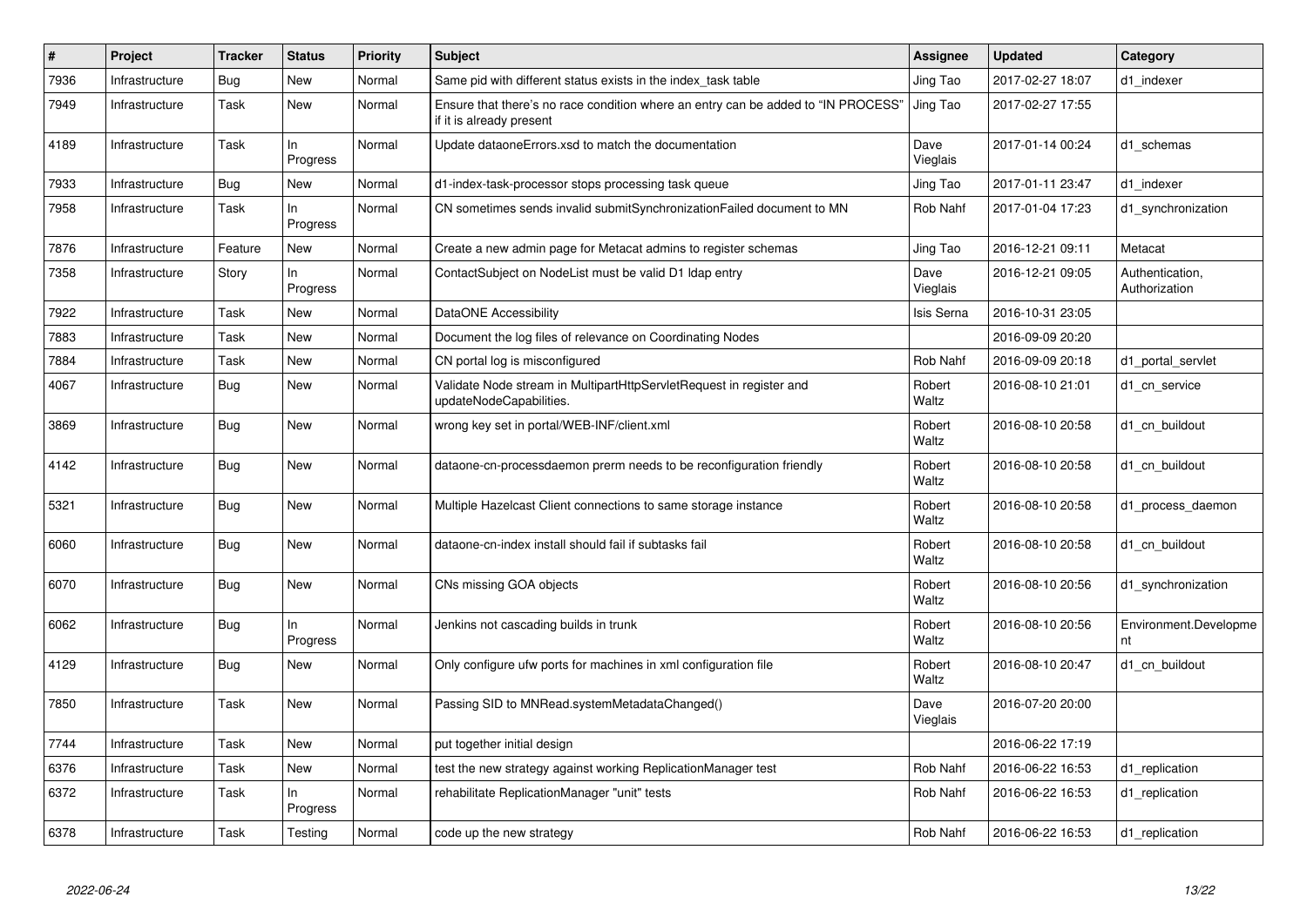| # | Project | Tracker | Status | Priority | Subject | Assignee | Updated | Category |
|---|---|---|---|---|---|---|---|---|
| 7936 | Infrastructure | Bug | New | Normal | Same pid with different status exists in the index_task table | Jing Tao | 2017-02-27 18:07 | d1_indexer |
| 7949 | Infrastructure | Task | New | Normal | Ensure that there's no race condition where an entry can be added to "IN PROCESS" if it is already present | Jing Tao | 2017-02-27 17:55 | |
| 4189 | Infrastructure | Task | In Progress | Normal | Update dataoneErrors.xsd to match the documentation | Dave Vieglais | 2017-01-14 00:24 | d1_schemas |
| 7933 | Infrastructure | Bug | New | Normal | d1-index-task-processor stops processing task queue | Jing Tao | 2017-01-11 23:47 | d1_indexer |
| 7958 | Infrastructure | Task | In Progress | Normal | CN sometimes sends invalid submitSynchronizationFailed document to MN | Rob Nahf | 2017-01-04 17:23 | d1_synchronization |
| 7876 | Infrastructure | Feature | New | Normal | Create a new admin page for Metacat admins to register schemas | Jing Tao | 2016-12-21 09:11 | Metacat |
| 7358 | Infrastructure | Story | In Progress | Normal | ContactSubject on NodeList must be valid D1 ldap entry | Dave Vieglais | 2016-12-21 09:05 | Authentication, Authorization |
| 7922 | Infrastructure | Task | New | Normal | DataONE Accessibility | Isis Serna | 2016-10-31 23:05 | |
| 7883 | Infrastructure | Task | New | Normal | Document the log files of relevance on Coordinating Nodes | | 2016-09-09 20:20 | |
| 7884 | Infrastructure | Task | New | Normal | CN portal log is misconfigured | Rob Nahf | 2016-09-09 20:18 | d1_portal_servlet |
| 4067 | Infrastructure | Bug | New | Normal | Validate Node stream in MultipartHttpServletRequest in register and updateNodeCapabilities. | Robert Waltz | 2016-08-10 21:01 | d1_cn_service |
| 3869 | Infrastructure | Bug | New | Normal | wrong key set in portal/WEB-INF/client.xml | Robert Waltz | 2016-08-10 20:58 | d1_cn_buildout |
| 4142 | Infrastructure | Bug | New | Normal | dataone-cn-processdaemon prerm needs to be reconfiguration friendly | Robert Waltz | 2016-08-10 20:58 | d1_cn_buildout |
| 5321 | Infrastructure | Bug | New | Normal | Multiple Hazelcast Client connections to same storage instance | Robert Waltz | 2016-08-10 20:58 | d1_process_daemon |
| 6060 | Infrastructure | Bug | New | Normal | dataone-cn-index install should fail if subtasks fail | Robert Waltz | 2016-08-10 20:58 | d1_cn_buildout |
| 6070 | Infrastructure | Bug | New | Normal | CNs missing GOA objects | Robert Waltz | 2016-08-10 20:56 | d1_synchronization |
| 6062 | Infrastructure | Bug | In Progress | Normal | Jenkins not cascading builds in trunk | Robert Waltz | 2016-08-10 20:56 | Environment.Development |
| 4129 | Infrastructure | Bug | New | Normal | Only configure ufw ports for machines in xml configuration file | Robert Waltz | 2016-08-10 20:47 | d1_cn_buildout |
| 7850 | Infrastructure | Task | New | Normal | Passing SID to MNRead.systemMetadataChanged() | Dave Vieglais | 2016-07-20 20:00 | |
| 7744 | Infrastructure | Task | New | Normal | put together initial design | | 2016-06-22 17:19 | |
| 6376 | Infrastructure | Task | New | Normal | test the new strategy against working ReplicationManager test | Rob Nahf | 2016-06-22 16:53 | d1_replication |
| 6372 | Infrastructure | Task | In Progress | Normal | rehabilitate ReplicationManager "unit" tests | Rob Nahf | 2016-06-22 16:53 | d1_replication |
| 6378 | Infrastructure | Task | Testing | Normal | code up the new strategy | Rob Nahf | 2016-06-22 16:53 | d1_replication |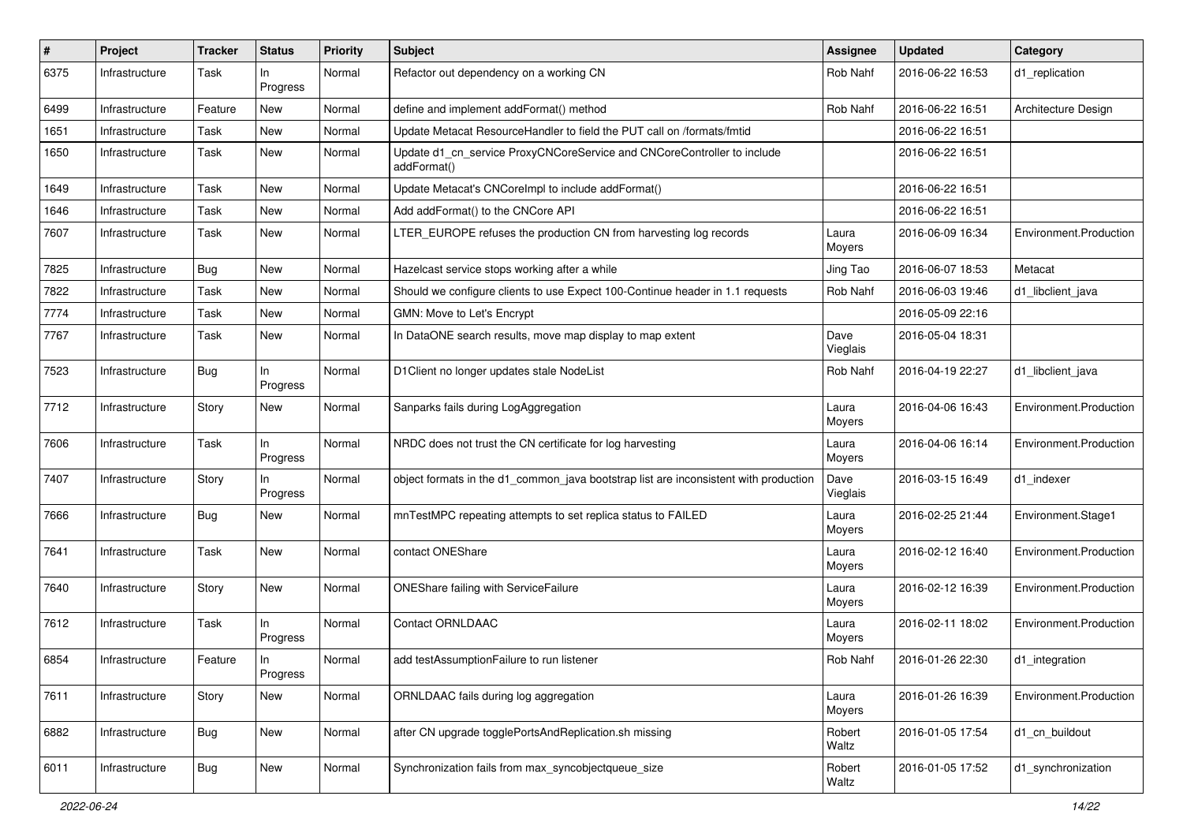| # | Project | Tracker | Status | Priority | Subject | Assignee | Updated | Category |
|---|---|---|---|---|---|---|---|---|
| 6375 | Infrastructure | Task | In Progress | Normal | Refactor out dependency on a working CN | Rob Nahf | 2016-06-22 16:53 | d1_replication |
| 6499 | Infrastructure | Feature | New | Normal | define and implement addFormat() method | Rob Nahf | 2016-06-22 16:51 | Architecture Design |
| 1651 | Infrastructure | Task | New | Normal | Update Metacat ResourceHandler to field the PUT call on /formats/fmtid | | 2016-06-22 16:51 | |
| 1650 | Infrastructure | Task | New | Normal | Update d1_cn_service ProxyCNCoreService and CNCoreController to include addFormat() | | 2016-06-22 16:51 | |
| 1649 | Infrastructure | Task | New | Normal | Update Metacat's CNCoreImpl to include addFormat() | | 2016-06-22 16:51 | |
| 1646 | Infrastructure | Task | New | Normal | Add addFormat() to the CNCore API | | 2016-06-22 16:51 | |
| 7607 | Infrastructure | Task | New | Normal | LTER_EUROPE refuses the production CN from harvesting log records | Laura Moyers | 2016-06-09 16:34 | Environment.Production |
| 7825 | Infrastructure | Bug | New | Normal | Hazelcast service stops working after a while | Jing Tao | 2016-06-07 18:53 | Metacat |
| 7822 | Infrastructure | Task | New | Normal | Should we configure clients to use Expect 100-Continue header in 1.1 requests | Rob Nahf | 2016-06-03 19:46 | d1_libclient_java |
| 7774 | Infrastructure | Task | New | Normal | GMN: Move to Let's Encrypt | | 2016-05-09 22:16 | |
| 7767 | Infrastructure | Task | New | Normal | In DataONE search results, move map display to map extent | Dave Vieglais | 2016-05-04 18:31 | |
| 7523 | Infrastructure | Bug | In Progress | Normal | D1Client no longer updates stale NodeList | Rob Nahf | 2016-04-19 22:27 | d1_libclient_java |
| 7712 | Infrastructure | Story | New | Normal | Sanparks fails during LogAggregation | Laura Moyers | 2016-04-06 16:43 | Environment.Production |
| 7606 | Infrastructure | Task | In Progress | Normal | NRDC does not trust the CN certificate for log harvesting | Laura Moyers | 2016-04-06 16:14 | Environment.Production |
| 7407 | Infrastructure | Story | In Progress | Normal | object formats in the d1_common_java bootstrap list are inconsistent with production | Dave Vieglais | 2016-03-15 16:49 | d1_indexer |
| 7666 | Infrastructure | Bug | New | Normal | mnTestMPC repeating attempts to set replica status to FAILED | Laura Moyers | 2016-02-25 21:44 | Environment.Stage1 |
| 7641 | Infrastructure | Task | New | Normal | contact ONEShare | Laura Moyers | 2016-02-12 16:40 | Environment.Production |
| 7640 | Infrastructure | Story | New | Normal | ONEShare failing with ServiceFailure | Laura Moyers | 2016-02-12 16:39 | Environment.Production |
| 7612 | Infrastructure | Task | In Progress | Normal | Contact ORNLDAAC | Laura Moyers | 2016-02-11 18:02 | Environment.Production |
| 6854 | Infrastructure | Feature | In Progress | Normal | add testAssumptionFailure to run listener | Rob Nahf | 2016-01-26 22:30 | d1_integration |
| 7611 | Infrastructure | Story | New | Normal | ORNLDAAC fails during log aggregation | Laura Moyers | 2016-01-26 16:39 | Environment.Production |
| 6882 | Infrastructure | Bug | New | Normal | after CN upgrade togglePortsAndReplication.sh missing | Robert Waltz | 2016-01-05 17:54 | d1_cn_buildout |
| 6011 | Infrastructure | Bug | New | Normal | Synchronization fails from max_syncobjectqueue_size | Robert Waltz | 2016-01-05 17:52 | d1_synchronization |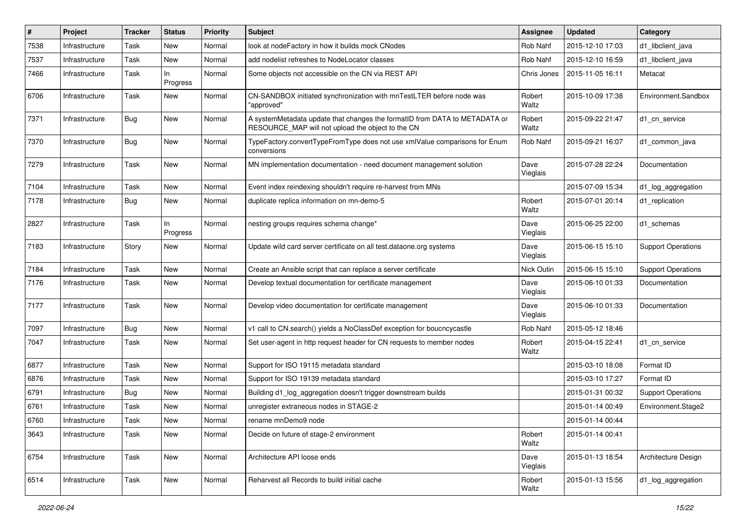| # | Project | Tracker | Status | Priority | Subject | Assignee | Updated | Category |
|---|---|---|---|---|---|---|---|---|
| 7538 | Infrastructure | Task | New | Normal | look at nodeFactory in how it builds mock CNodes | Rob Nahf | 2015-12-10 17:03 | d1_libclient_java |
| 7537 | Infrastructure | Task | New | Normal | add nodelist refreshes to NodeLocator classes | Rob Nahf | 2015-12-10 16:59 | d1_libclient_java |
| 7466 | Infrastructure | Task | In Progress | Normal | Some objects not accessible on the CN via REST API | Chris Jones | 2015-11-05 16:11 | Metacat |
| 6706 | Infrastructure | Task | New | Normal | CN-SANDBOX initiated synchronization with mnTestLTER before node was "approved" | Robert Waltz | 2015-10-09 17:38 | Environment.Sandbox |
| 7371 | Infrastructure | Bug | New | Normal | A systemMetadata update that changes the formatID from DATA to METADATA or RESOURCE_MAP will not upload the object to the CN | Robert Waltz | 2015-09-22 21:47 | d1_cn_service |
| 7370 | Infrastructure | Bug | New | Normal | TypeFactory.convertTypeFromType does not use xmlValue comparisons for Enum conversions | Rob Nahf | 2015-09-21 16:07 | d1_common_java |
| 7279 | Infrastructure | Task | New | Normal | MN implementation documentation - need document management solution | Dave Vieglais | 2015-07-28 22:24 | Documentation |
| 7104 | Infrastructure | Task | New | Normal | Event index reindexing shouldn't require re-harvest from MNs | | 2015-07-09 15:34 | d1_log_aggregation |
| 7178 | Infrastructure | Bug | New | Normal | duplicate replica information on mn-demo-5 | Robert Waltz | 2015-07-01 20:14 | d1_replication |
| 2827 | Infrastructure | Task | In Progress | Normal | nesting groups requires schema change* | Dave Vieglais | 2015-06-25 22:00 | d1_schemas |
| 7183 | Infrastructure | Story | New | Normal | Update wild card server certificate on all test.dataone.org systems | Dave Vieglais | 2015-06-15 15:10 | Support Operations |
| 7184 | Infrastructure | Task | New | Normal | Create an Ansible script that can replace a server certificate | Nick Outin | 2015-06-15 15:10 | Support Operations |
| 7176 | Infrastructure | Task | New | Normal | Develop textual documentation for certificate management | Dave Vieglais | 2015-06-10 01:33 | Documentation |
| 7177 | Infrastructure | Task | New | Normal | Develop video documentation for certificate management | Dave Vieglais | 2015-06-10 01:33 | Documentation |
| 7097 | Infrastructure | Bug | New | Normal | v1 call to CN.search() yields a NoClassDef exception for boucncycastle | Rob Nahf | 2015-05-12 18:46 | |
| 7047 | Infrastructure | Task | New | Normal | Set user-agent in http request header for CN requests to member nodes | Robert Waltz | 2015-04-15 22:41 | d1_cn_service |
| 6877 | Infrastructure | Task | New | Normal | Support for ISO 19115 metadata standard | | 2015-03-10 18:08 | Format ID |
| 6876 | Infrastructure | Task | New | Normal | Support for ISO 19139 metadata standard | | 2015-03-10 17:27 | Format ID |
| 6791 | Infrastructure | Bug | New | Normal | Building d1_log_aggregation doesn't trigger downstream builds | | 2015-01-31 00:32 | Support Operations |
| 6761 | Infrastructure | Task | New | Normal | unregister extraneous nodes in STAGE-2 | | 2015-01-14 00:49 | Environment.Stage2 |
| 6760 | Infrastructure | Task | New | Normal | rename mnDemo9 node | | 2015-01-14 00:44 | |
| 3643 | Infrastructure | Task | New | Normal | Decide on future of stage-2 environment | Robert Waltz | 2015-01-14 00:41 | |
| 6754 | Infrastructure | Task | New | Normal | Architecture API loose ends | Dave Vieglais | 2015-01-13 18:54 | Architecture Design |
| 6514 | Infrastructure | Task | New | Normal | Reharvest all Records to build initial cache | Robert Waltz | 2015-01-13 15:56 | d1_log_aggregation |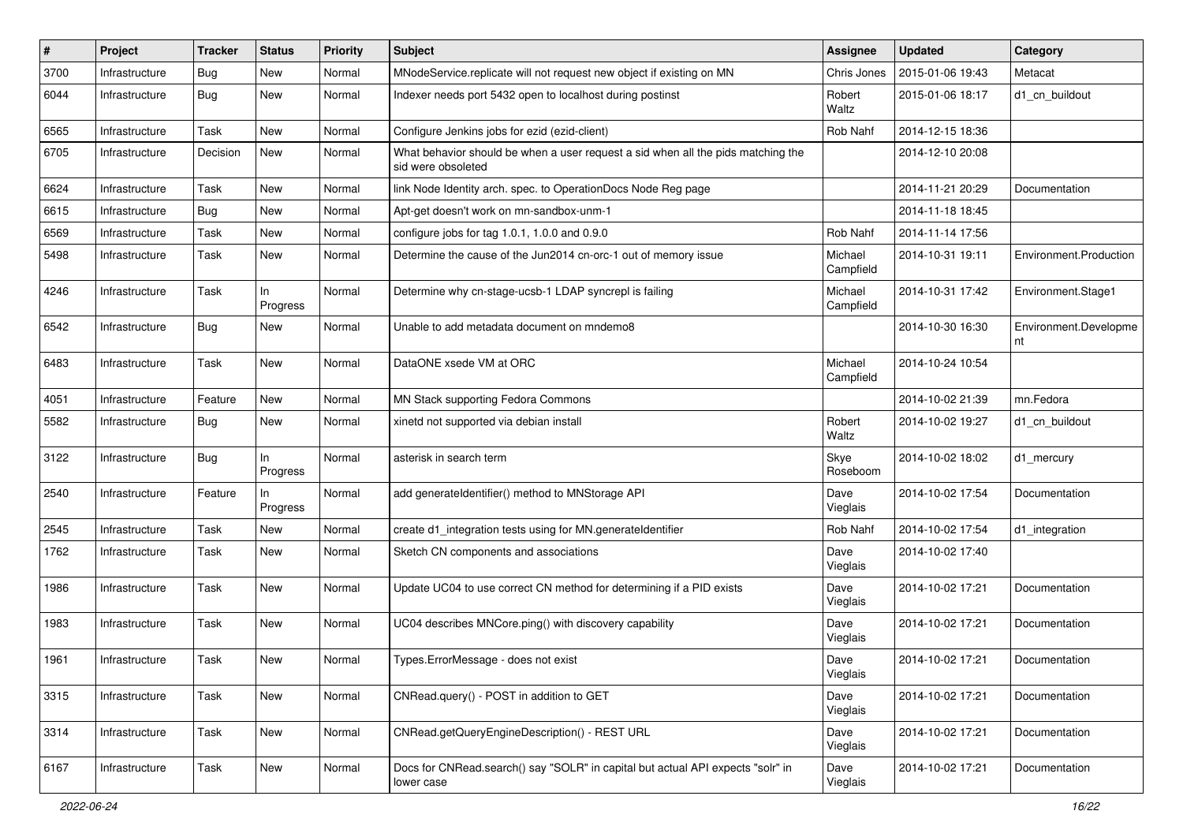| # | Project | Tracker | Status | Priority | Subject | Assignee | Updated | Category |
|---|---|---|---|---|---|---|---|---|
| 3700 | Infrastructure | Bug | New | Normal | MNodeService.replicate will not request new object if existing on MN | Chris Jones | 2015-01-06 19:43 | Metacat |
| 6044 | Infrastructure | Bug | New | Normal | Indexer needs port 5432 open to localhost during postinst | Robert Waltz | 2015-01-06 18:17 | d1_cn_buildout |
| 6565 | Infrastructure | Task | New | Normal | Configure Jenkins jobs for ezid (ezid-client) | Rob Nahf | 2014-12-15 18:36 | |
| 6705 | Infrastructure | Decision | New | Normal | What behavior should be when a user request a sid when all the pids matching the sid were obsoleted | | 2014-12-10 20:08 | |
| 6624 | Infrastructure | Task | New | Normal | link Node Identity arch. spec. to OperationDocs Node Reg page | | 2014-11-21 20:29 | Documentation |
| 6615 | Infrastructure | Bug | New | Normal | Apt-get doesn't work on mn-sandbox-unm-1 | | 2014-11-18 18:45 | |
| 6569 | Infrastructure | Task | New | Normal | configure jobs for tag 1.0.1, 1.0.0 and 0.9.0 | Rob Nahf | 2014-11-14 17:56 | |
| 5498 | Infrastructure | Task | New | Normal | Determine the cause of the Jun2014 cn-orc-1 out of memory issue | Michael Campfield | 2014-10-31 19:11 | Environment.Production |
| 4246 | Infrastructure | Task | In Progress | Normal | Determine why cn-stage-ucsb-1 LDAP syncrepl is failing | Michael Campfield | 2014-10-31 17:42 | Environment.Stage1 |
| 6542 | Infrastructure | Bug | New | Normal | Unable to add metadata document on mndemo8 | | 2014-10-30 16:30 | Environment.Development |
| 6483 | Infrastructure | Task | New | Normal | DataONE xsede VM at ORC | Michael Campfield | 2014-10-24 10:54 | |
| 4051 | Infrastructure | Feature | New | Normal | MN Stack supporting Fedora Commons | | 2014-10-02 21:39 | mn.Fedora |
| 5582 | Infrastructure | Bug | New | Normal | xinetd not supported via debian install | Robert Waltz | 2014-10-02 19:27 | d1_cn_buildout |
| 3122 | Infrastructure | Bug | In Progress | Normal | asterisk in search term | Skye Roseboom | 2014-10-02 18:02 | d1_mercury |
| 2540 | Infrastructure | Feature | In Progress | Normal | add generateIdentifier() method to MNStorage API | Dave Vieglais | 2014-10-02 17:54 | Documentation |
| 2545 | Infrastructure | Task | New | Normal | create d1_integration tests using for MN.generateIdentifier | Rob Nahf | 2014-10-02 17:54 | d1_integration |
| 1762 | Infrastructure | Task | New | Normal | Sketch CN components and associations | Dave Vieglais | 2014-10-02 17:40 | |
| 1986 | Infrastructure | Task | New | Normal | Update UC04 to use correct CN method for determining if a PID exists | Dave Vieglais | 2014-10-02 17:21 | Documentation |
| 1983 | Infrastructure | Task | New | Normal | UC04 describes MNCore.ping() with discovery capability | Dave Vieglais | 2014-10-02 17:21 | Documentation |
| 1961 | Infrastructure | Task | New | Normal | Types.ErrorMessage - does not exist | Dave Vieglais | 2014-10-02 17:21 | Documentation |
| 3315 | Infrastructure | Task | New | Normal | CNRead.query() - POST in addition to GET | Dave Vieglais | 2014-10-02 17:21 | Documentation |
| 3314 | Infrastructure | Task | New | Normal | CNRead.getQueryEngineDescription() - REST URL | Dave Vieglais | 2014-10-02 17:21 | Documentation |
| 6167 | Infrastructure | Task | New | Normal | Docs for CNRead.search() say "SOLR" in capital but actual API expects "solr" in lower case | Dave Vieglais | 2014-10-02 17:21 | Documentation |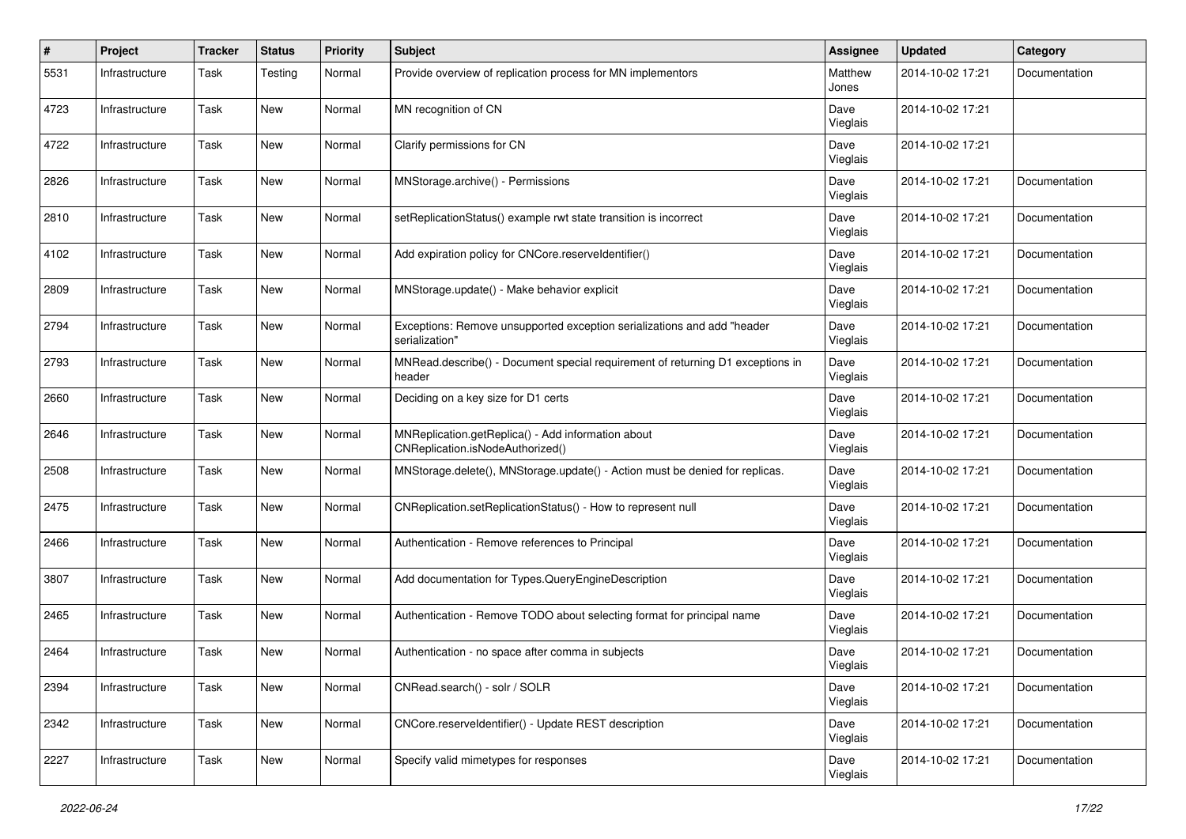| # | Project | Tracker | Status | Priority | Subject | Assignee | Updated | Category |
|---|---|---|---|---|---|---|---|---|
| 5531 | Infrastructure | Task | Testing | Normal | Provide overview of replication process for MN implementors | Matthew Jones | 2014-10-02 17:21 | Documentation |
| 4723 | Infrastructure | Task | New | Normal | MN recognition of CN | Dave Vieglais | 2014-10-02 17:21 | |
| 4722 | Infrastructure | Task | New | Normal | Clarify permissions for CN | Dave Vieglais | 2014-10-02 17:21 | |
| 2826 | Infrastructure | Task | New | Normal | MNStorage.archive() - Permissions | Dave Vieglais | 2014-10-02 17:21 | Documentation |
| 2810 | Infrastructure | Task | New | Normal | setReplicationStatus() example rwt state transition is incorrect | Dave Vieglais | 2014-10-02 17:21 | Documentation |
| 4102 | Infrastructure | Task | New | Normal | Add expiration policy for CNCore.reserveIdentifier() | Dave Vieglais | 2014-10-02 17:21 | Documentation |
| 2809 | Infrastructure | Task | New | Normal | MNStorage.update() - Make behavior explicit | Dave Vieglais | 2014-10-02 17:21 | Documentation |
| 2794 | Infrastructure | Task | New | Normal | Exceptions: Remove unsupported exception serializations and add "header serialization" | Dave Vieglais | 2014-10-02 17:21 | Documentation |
| 2793 | Infrastructure | Task | New | Normal | MNRead.describe() - Document special requirement of returning D1 exceptions in header | Dave Vieglais | 2014-10-02 17:21 | Documentation |
| 2660 | Infrastructure | Task | New | Normal | Deciding on a key size for D1 certs | Dave Vieglais | 2014-10-02 17:21 | Documentation |
| 2646 | Infrastructure | Task | New | Normal | MNReplication.getReplica() - Add information about CNReplication.isNodeAuthorized() | Dave Vieglais | 2014-10-02 17:21 | Documentation |
| 2508 | Infrastructure | Task | New | Normal | MNStorage.delete(), MNStorage.update() - Action must be denied for replicas. | Dave Vieglais | 2014-10-02 17:21 | Documentation |
| 2475 | Infrastructure | Task | New | Normal | CNReplication.setReplicationStatus() - How to represent null | Dave Vieglais | 2014-10-02 17:21 | Documentation |
| 2466 | Infrastructure | Task | New | Normal | Authentication - Remove references to Principal | Dave Vieglais | 2014-10-02 17:21 | Documentation |
| 3807 | Infrastructure | Task | New | Normal | Add documentation for Types.QueryEngineDescription | Dave Vieglais | 2014-10-02 17:21 | Documentation |
| 2465 | Infrastructure | Task | New | Normal | Authentication - Remove TODO about selecting format for principal name | Dave Vieglais | 2014-10-02 17:21 | Documentation |
| 2464 | Infrastructure | Task | New | Normal | Authentication - no space after comma in subjects | Dave Vieglais | 2014-10-02 17:21 | Documentation |
| 2394 | Infrastructure | Task | New | Normal | CNRead.search() - solr / SOLR | Dave Vieglais | 2014-10-02 17:21 | Documentation |
| 2342 | Infrastructure | Task | New | Normal | CNCore.reserveIdentifier() - Update REST description | Dave Vieglais | 2014-10-02 17:21 | Documentation |
| 2227 | Infrastructure | Task | New | Normal | Specify valid mimetypes for responses | Dave Vieglais | 2014-10-02 17:21 | Documentation |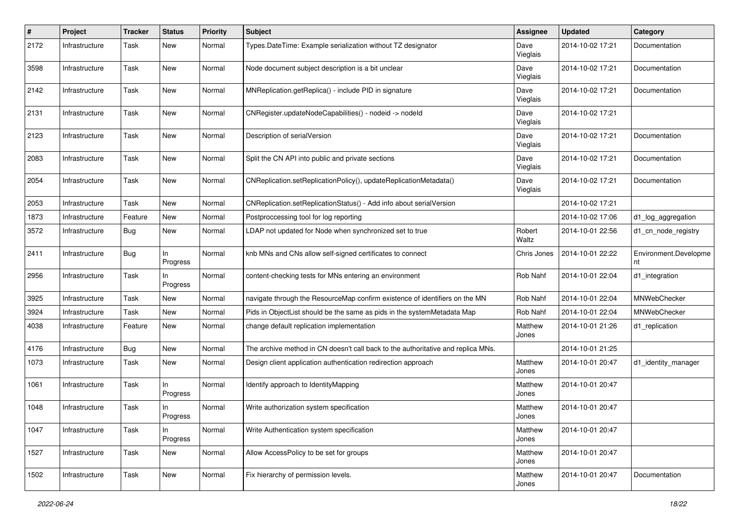| # | Project | Tracker | Status | Priority | Subject | Assignee | Updated | Category |
|---|---|---|---|---|---|---|---|---|
| 2172 | Infrastructure | Task | New | Normal | Types.DateTime: Example serialization without TZ designator | Dave Vieglais | 2014-10-02 17:21 | Documentation |
| 3598 | Infrastructure | Task | New | Normal | Node document subject description is a bit unclear | Dave Vieglais | 2014-10-02 17:21 | Documentation |
| 2142 | Infrastructure | Task | New | Normal | MNReplication.getReplica() - include PID in signature | Dave Vieglais | 2014-10-02 17:21 | Documentation |
| 2131 | Infrastructure | Task | New | Normal | CNRegister.updateNodeCapabilities() - nodeid -> nodeId | Dave Vieglais | 2014-10-02 17:21 | |
| 2123 | Infrastructure | Task | New | Normal | Description of serialVersion | Dave Vieglais | 2014-10-02 17:21 | Documentation |
| 2083 | Infrastructure | Task | New | Normal | Split the CN API into public and private sections | Dave Vieglais | 2014-10-02 17:21 | Documentation |
| 2054 | Infrastructure | Task | New | Normal | CNReplication.setReplicationPolicy(), updateReplicationMetadata() | Dave Vieglais | 2014-10-02 17:21 | Documentation |
| 2053 | Infrastructure | Task | New | Normal | CNReplication.setReplicationStatus() - Add info about serialVersion | | 2014-10-02 17:21 | |
| 1873 | Infrastructure | Feature | New | Normal | Postproccessing tool for log reporting | | 2014-10-02 17:06 | d1_log_aggregation |
| 3572 | Infrastructure | Bug | New | Normal | LDAP not updated for Node when synchronized set to true | Robert Waltz | 2014-10-01 22:56 | d1_cn_node_registry |
| 2411 | Infrastructure | Bug | In Progress | Normal | knb MNs and CNs allow self-signed certificates to connect | Chris Jones | 2014-10-01 22:22 | Environment.Development |
| 2956 | Infrastructure | Task | In Progress | Normal | content-checking tests for MNs entering an environment | Rob Nahf | 2014-10-01 22:04 | d1_integration |
| 3925 | Infrastructure | Task | New | Normal | navigate through the ResourceMap confirm existence of identifiers on the MN | Rob Nahf | 2014-10-01 22:04 | MNWebChecker |
| 3924 | Infrastructure | Task | New | Normal | Pids in ObjectList should be the same as pids in the systemMetadata Map | Rob Nahf | 2014-10-01 22:04 | MNWebChecker |
| 4038 | Infrastructure | Feature | New | Normal | change default replication implementation | Matthew Jones | 2014-10-01 21:26 | d1_replication |
| 4176 | Infrastructure | Bug | New | Normal | The archive method in CN doesn't call back to the authoritative and replica MNs. | | 2014-10-01 21:25 | |
| 1073 | Infrastructure | Task | New | Normal | Design client application authentication redirection approach | Matthew Jones | 2014-10-01 20:47 | d1_identity_manager |
| 1061 | Infrastructure | Task | In Progress | Normal | Identify approach to IdentityMapping | Matthew Jones | 2014-10-01 20:47 | |
| 1048 | Infrastructure | Task | In Progress | Normal | Write authorization system specification | Matthew Jones | 2014-10-01 20:47 | |
| 1047 | Infrastructure | Task | In Progress | Normal | Write Authentication system specification | Matthew Jones | 2014-10-01 20:47 | |
| 1527 | Infrastructure | Task | New | Normal | Allow AccessPolicy to be set for groups | Matthew Jones | 2014-10-01 20:47 | |
| 1502 | Infrastructure | Task | New | Normal | Fix hierarchy of permission levels. | Matthew Jones | 2014-10-01 20:47 | Documentation |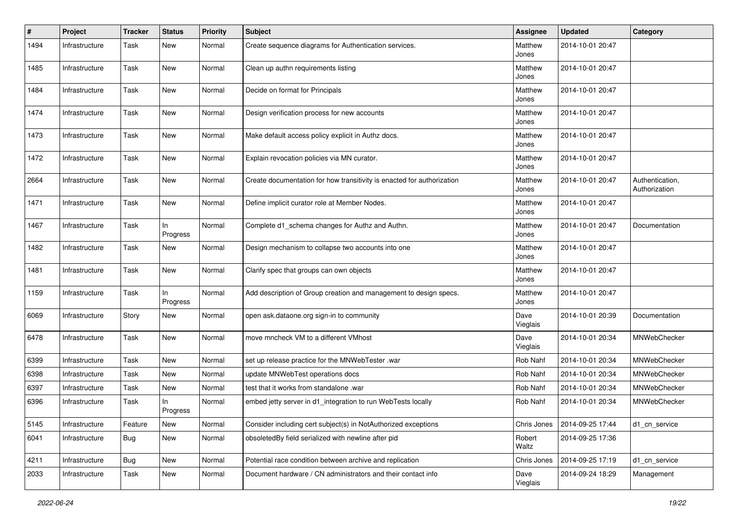| # | Project | Tracker | Status | Priority | Subject | Assignee | Updated | Category |
|---|---|---|---|---|---|---|---|---|
| 1494 | Infrastructure | Task | New | Normal | Create sequence diagrams for Authentication services. | Matthew Jones | 2014-10-01 20:47 | |
| 1485 | Infrastructure | Task | New | Normal | Clean up authn requirements listing | Matthew Jones | 2014-10-01 20:47 | |
| 1484 | Infrastructure | Task | New | Normal | Decide on format for Principals | Matthew Jones | 2014-10-01 20:47 | |
| 1474 | Infrastructure | Task | New | Normal | Design verification process for new accounts | Matthew Jones | 2014-10-01 20:47 | |
| 1473 | Infrastructure | Task | New | Normal | Make default access policy explicit in Authz docs. | Matthew Jones | 2014-10-01 20:47 | |
| 1472 | Infrastructure | Task | New | Normal | Explain revocation policies via MN curator. | Matthew Jones | 2014-10-01 20:47 | |
| 2664 | Infrastructure | Task | New | Normal | Create documentation for how transitivity is enacted for authorization | Matthew Jones | 2014-10-01 20:47 | Authentication, Authorization |
| 1471 | Infrastructure | Task | New | Normal | Define implicit curator role at Member Nodes. | Matthew Jones | 2014-10-01 20:47 | |
| 1467 | Infrastructure | Task | In Progress | Normal | Complete d1_schema changes for Authz and Authn. | Matthew Jones | 2014-10-01 20:47 | Documentation |
| 1482 | Infrastructure | Task | New | Normal | Design mechanism to collapse two accounts into one | Matthew Jones | 2014-10-01 20:47 | |
| 1481 | Infrastructure | Task | New | Normal | Clarify spec that groups can own objects | Matthew Jones | 2014-10-01 20:47 | |
| 1159 | Infrastructure | Task | In Progress | Normal | Add description of Group creation and management to design specs. | Matthew Jones | 2014-10-01 20:47 | |
| 6069 | Infrastructure | Story | New | Normal | open ask.dataone.org sign-in to community | Dave Vieglais | 2014-10-01 20:39 | Documentation |
| 6478 | Infrastructure | Task | New | Normal | move mncheck VM to a different VMhost | Dave Vieglais | 2014-10-01 20:34 | MNWebChecker |
| 6399 | Infrastructure | Task | New | Normal | set up release practice for the MNWebTester .war | Rob Nahf | 2014-10-01 20:34 | MNWebChecker |
| 6398 | Infrastructure | Task | New | Normal | update MNWebTest operations docs | Rob Nahf | 2014-10-01 20:34 | MNWebChecker |
| 6397 | Infrastructure | Task | New | Normal | test that it works from standalone .war | Rob Nahf | 2014-10-01 20:34 | MNWebChecker |
| 6396 | Infrastructure | Task | In Progress | Normal | embed jetty server in d1_integration to run WebTests locally | Rob Nahf | 2014-10-01 20:34 | MNWebChecker |
| 5145 | Infrastructure | Feature | New | Normal | Consider including cert subject(s) in NotAuthorized exceptions | Chris Jones | 2014-09-25 17:44 | d1_cn_service |
| 6041 | Infrastructure | Bug | New | Normal | obsoletedBy field serialized with newline after pid | Robert Waltz | 2014-09-25 17:36 | |
| 4211 | Infrastructure | Bug | New | Normal | Potential race condition between archive and replication | Chris Jones | 2014-09-25 17:19 | d1_cn_service |
| 2033 | Infrastructure | Task | New | Normal | Document hardware / CN administrators and their contact info | Dave Vieglais | 2014-09-24 18:29 | Management |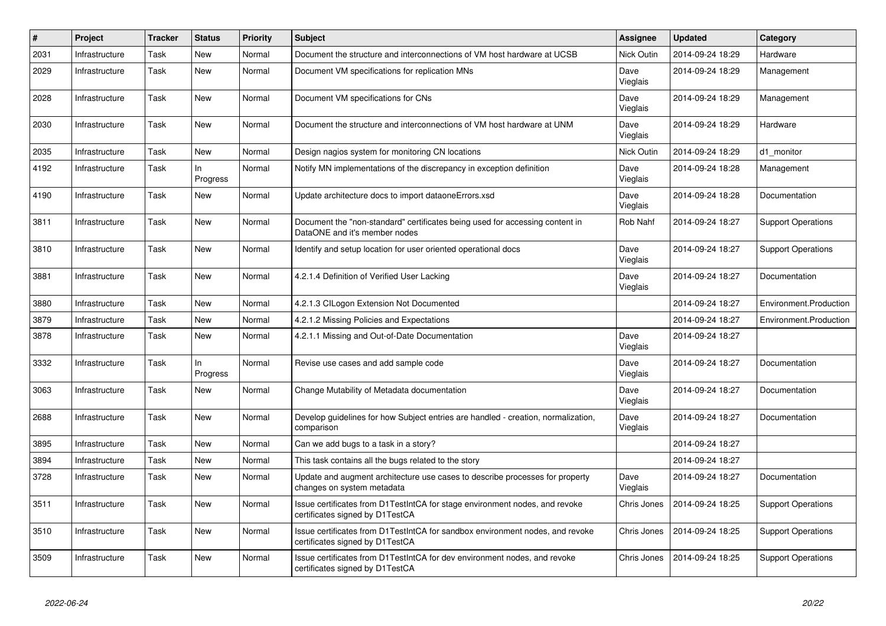| # | Project | Tracker | Status | Priority | Subject | Assignee | Updated | Category |
|---|---|---|---|---|---|---|---|---|
| 2031 | Infrastructure | Task | New | Normal | Document the structure and interconnections of VM host hardware at UCSB | Nick Outin | 2014-09-24 18:29 | Hardware |
| 2029 | Infrastructure | Task | New | Normal | Document VM specifications for replication MNs | Dave Vieglais | 2014-09-24 18:29 | Management |
| 2028 | Infrastructure | Task | New | Normal | Document VM specifications for CNs | Dave Vieglais | 2014-09-24 18:29 | Management |
| 2030 | Infrastructure | Task | New | Normal | Document the structure and interconnections of VM host hardware at UNM | Dave Vieglais | 2014-09-24 18:29 | Hardware |
| 2035 | Infrastructure | Task | New | Normal | Design nagios system for monitoring CN locations | Nick Outin | 2014-09-24 18:29 | d1_monitor |
| 4192 | Infrastructure | Task | In Progress | Normal | Notify MN implementations of the discrepancy in exception definition | Dave Vieglais | 2014-09-24 18:28 | Management |
| 4190 | Infrastructure | Task | New | Normal | Update architecture docs to import dataoneErrors.xsd | Dave Vieglais | 2014-09-24 18:28 | Documentation |
| 3811 | Infrastructure | Task | New | Normal | Document the "non-standard" certificates being used for accessing content in DataONE and it's member nodes | Rob Nahf | 2014-09-24 18:27 | Support Operations |
| 3810 | Infrastructure | Task | New | Normal | Identify and setup location for user oriented operational docs | Dave Vieglais | 2014-09-24 18:27 | Support Operations |
| 3881 | Infrastructure | Task | New | Normal | 4.2.1.4 Definition of Verified User Lacking | Dave Vieglais | 2014-09-24 18:27 | Documentation |
| 3880 | Infrastructure | Task | New | Normal | 4.2.1.3 CILogon Extension Not Documented | | 2014-09-24 18:27 | Environment.Production |
| 3879 | Infrastructure | Task | New | Normal | 4.2.1.2 Missing Policies and Expectations | | 2014-09-24 18:27 | Environment.Production |
| 3878 | Infrastructure | Task | New | Normal | 4.2.1.1 Missing and Out-of-Date Documentation | Dave Vieglais | 2014-09-24 18:27 | |
| 3332 | Infrastructure | Task | In Progress | Normal | Revise use cases and add sample code | Dave Vieglais | 2014-09-24 18:27 | Documentation |
| 3063 | Infrastructure | Task | New | Normal | Change Mutability of Metadata documentation | Dave Vieglais | 2014-09-24 18:27 | Documentation |
| 2688 | Infrastructure | Task | New | Normal | Develop guidelines for how Subject entries are handled - creation, normalization, comparison | Dave Vieglais | 2014-09-24 18:27 | Documentation |
| 3895 | Infrastructure | Task | New | Normal | Can we add bugs to a task in a story? | | 2014-09-24 18:27 | |
| 3894 | Infrastructure | Task | New | Normal | This task contains all the bugs related to the story | | 2014-09-24 18:27 | |
| 3728 | Infrastructure | Task | New | Normal | Update and augment architecture use cases to describe processes for property changes on system metadata | Dave Vieglais | 2014-09-24 18:27 | Documentation |
| 3511 | Infrastructure | Task | New | Normal | Issue certificates from D1TestIntCA for stage environment nodes, and revoke certificates signed by D1TestCA | Chris Jones | 2014-09-24 18:25 | Support Operations |
| 3510 | Infrastructure | Task | New | Normal | Issue certificates from D1TestIntCA for sandbox environment nodes, and revoke certificates signed by D1TestCA | Chris Jones | 2014-09-24 18:25 | Support Operations |
| 3509 | Infrastructure | Task | New | Normal | Issue certificates from D1TestIntCA for dev environment nodes, and revoke certificates signed by D1TestCA | Chris Jones | 2014-09-24 18:25 | Support Operations |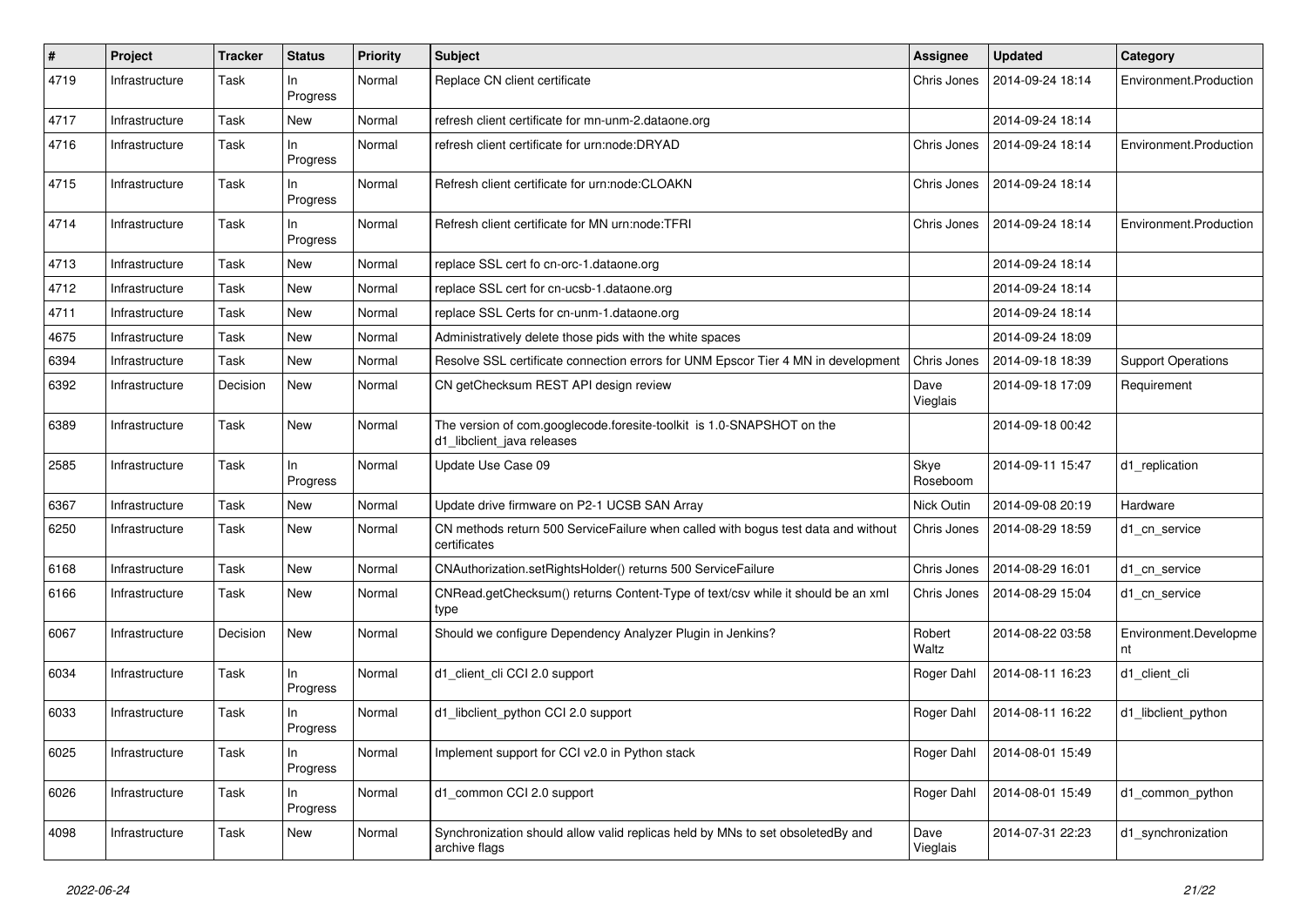| # | Project | Tracker | Status | Priority | Subject | Assignee | Updated | Category |
|---|---|---|---|---|---|---|---|---|
| 4719 | Infrastructure | Task | In Progress | Normal | Replace CN client certificate | Chris Jones | 2014-09-24 18:14 | Environment.Production |
| 4717 | Infrastructure | Task | New | Normal | refresh client certificate for mn-unm-2.dataone.org | | 2014-09-24 18:14 | |
| 4716 | Infrastructure | Task | In Progress | Normal | refresh client certificate for urn:node:DRYAD | Chris Jones | 2014-09-24 18:14 | Environment.Production |
| 4715 | Infrastructure | Task | In Progress | Normal | Refresh client certificate for urn:node:CLOAKN | Chris Jones | 2014-09-24 18:14 | |
| 4714 | Infrastructure | Task | In Progress | Normal | Refresh client certificate for MN urn:node:TFRI | Chris Jones | 2014-09-24 18:14 | Environment.Production |
| 4713 | Infrastructure | Task | New | Normal | replace SSL cert fo cn-orc-1.dataone.org | | 2014-09-24 18:14 | |
| 4712 | Infrastructure | Task | New | Normal | replace SSL cert for cn-ucsb-1.dataone.org | | 2014-09-24 18:14 | |
| 4711 | Infrastructure | Task | New | Normal | replace SSL Certs for cn-unm-1.dataone.org | | 2014-09-24 18:14 | |
| 4675 | Infrastructure | Task | New | Normal | Administratively delete those pids with the white spaces | | 2014-09-24 18:09 | |
| 6394 | Infrastructure | Task | New | Normal | Resolve SSL certificate connection errors for UNM Epscor Tier 4 MN in development | Chris Jones | 2014-09-18 18:39 | Support Operations |
| 6392 | Infrastructure | Decision | New | Normal | CN getChecksum REST API design review | Dave Vieglais | 2014-09-18 17:09 | Requirement |
| 6389 | Infrastructure | Task | New | Normal | The version of com.googlecode.foresite-toolkit is 1.0-SNAPSHOT on the d1_libclient_java releases | | 2014-09-18 00:42 | |
| 2585 | Infrastructure | Task | In Progress | Normal | Update Use Case 09 | Skye Roseboom | 2014-09-11 15:47 | d1_replication |
| 6367 | Infrastructure | Task | New | Normal | Update drive firmware on P2-1 UCSB SAN Array | Nick Outin | 2014-09-08 20:19 | Hardware |
| 6250 | Infrastructure | Task | New | Normal | CN methods return 500 ServiceFailure when called with bogus test data and without certificates | Chris Jones | 2014-08-29 18:59 | d1_cn_service |
| 6168 | Infrastructure | Task | New | Normal | CNAuthorization.setRightsHolder() returns 500 ServiceFailure | Chris Jones | 2014-08-29 16:01 | d1_cn_service |
| 6166 | Infrastructure | Task | New | Normal | CNRead.getChecksum() returns Content-Type of text/csv while it should be an xml type | Chris Jones | 2014-08-29 15:04 | d1_cn_service |
| 6067 | Infrastructure | Decision | New | Normal | Should we configure Dependency Analyzer Plugin in Jenkins? | Robert Waltz | 2014-08-22 03:58 | Environment.Development |
| 6034 | Infrastructure | Task | In Progress | Normal | d1_client_cli CCI 2.0 support | Roger Dahl | 2014-08-11 16:23 | d1_client_cli |
| 6033 | Infrastructure | Task | In Progress | Normal | d1_libclient_python CCI 2.0 support | Roger Dahl | 2014-08-11 16:22 | d1_libclient_python |
| 6025 | Infrastructure | Task | In Progress | Normal | Implement support for CCI v2.0 in Python stack | Roger Dahl | 2014-08-01 15:49 | |
| 6026 | Infrastructure | Task | In Progress | Normal | d1_common CCI 2.0 support | Roger Dahl | 2014-08-01 15:49 | d1_common_python |
| 4098 | Infrastructure | Task | New | Normal | Synchronization should allow valid replicas held by MNs to set obsoletedBy and archive flags | Dave Vieglais | 2014-07-31 22:23 | d1_synchronization |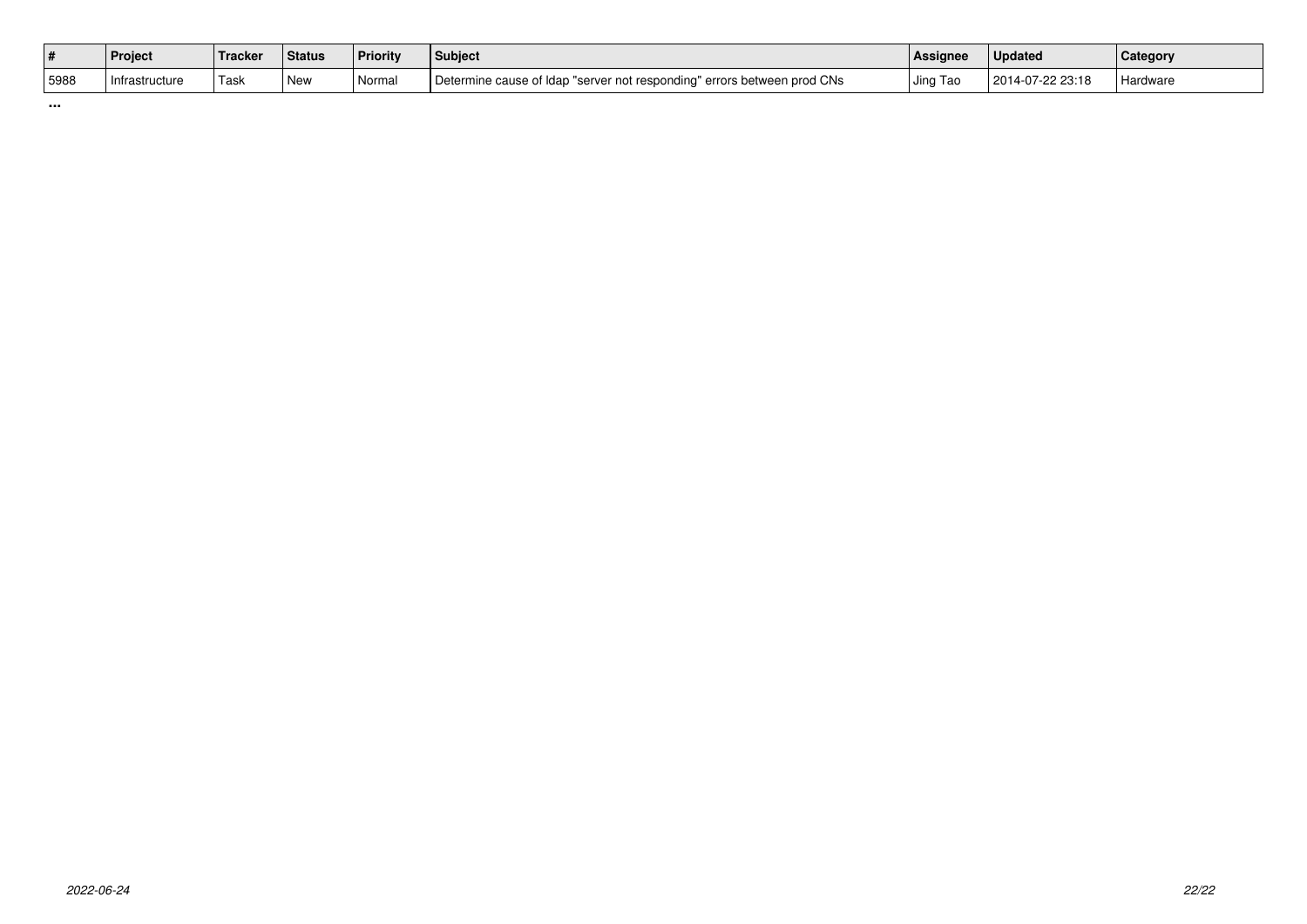| # | Project | Tracker | Status | Priority | Subject | Assignee | Updated | Category |
|---|---|---|---|---|---|---|---|---|
| 5988 | Infrastructure | Task | New | Normal | Determine cause of ldap "server not responding" errors between prod CNs | Jing Tao | 2014-07-22 23:18 | Hardware |

...